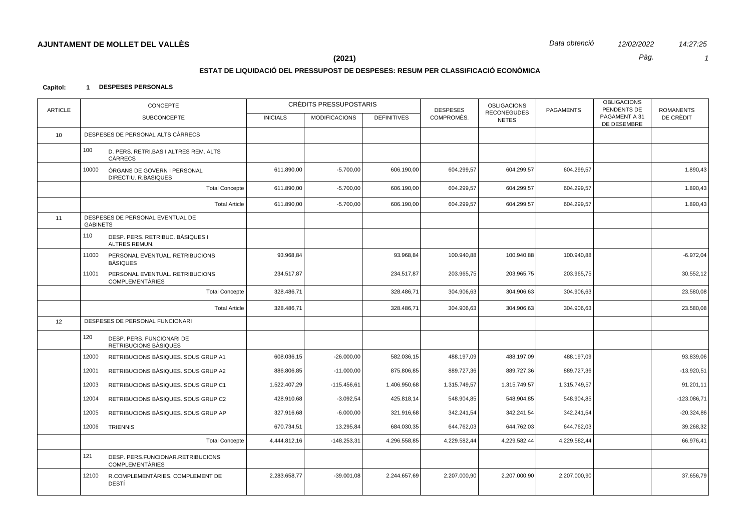**AJUNTAMENT DE MOLLET DEL VALLÈS** *Data obtenció* *12/02/2022* *14:27:25*

**(2021)**

## ESTAT DE LIQUIDACIÓ DEL PRESSUPOST DE DESPESES: RESUM PER CLASSIFICACIÓ ECONÒMICA

**Capítol: 1 DESPESES PERSONALS**

| ARTICLE | CONCEPTE / SUBCONCEPTE | CRÈDITS PRESSUPOSTARIS INICIALS | MODIFICACIONS | DEFINITIVES | DESPESES COMPROMÈS. | OBLIGACIONS RECONEGUDES NETES | PAGAMENTS | OBLIGACIONS PENDENTS DE PAGAMENT A 31 DE DESEMBRE | ROMANENTS DE CRÈDIT |
|---|---|---|---|---|---|---|---|---|---|
| 10 | DESPESES DE PERSONAL ALTS CÀRRECS | | | | | | | | |
| | 100 D. PERS. RETRI.BAS I ALTRES REM. ALTS CÀRRECS | | | | | | | | |
| | 10000 ÒRGANS DE GOVERN I PERSONAL DIRECTIU. R.BÀSIQUES | 611.890,00 | -5.700,00 | 606.190,00 | 604.299,57 | 604.299,57 | 604.299,57 | | 1.890,43 |
| | Total Concepte | 611.890,00 | -5.700,00 | 606.190,00 | 604.299,57 | 604.299,57 | 604.299,57 | | 1.890,43 |
| | Total Article | 611.890,00 | -5.700,00 | 606.190,00 | 604.299,57 | 604.299,57 | 604.299,57 | | 1.890,43 |
| 11 | DESPESES DE PERSONAL EVENTUAL DE GABINETS | | | | | | | | |
| | 110 DESP. PERS. RETRIBUC. BÀSIQUES I ALTRES REMUN. | | | | | | | | |
| | 11000 PERSONAL EVENTUAL. RETRIBUCIONS BÀSIQUES | 93.968,84 | | 93.968,84 | 100.940,88 | 100.940,88 | 100.940,88 | | -6.972,04 |
| | 11001 PERSONAL EVENTUAL. RETRIBUCIONS COMPLEMENTÀRIES | 234.517,87 | | 234.517,87 | 203.965,75 | 203.965,75 | 203.965,75 | | 30.552,12 |
| | Total Concepte | 328.486,71 | | 328.486,71 | 304.906,63 | 304.906,63 | 304.906,63 | | 23.580,08 |
| | Total Article | 328.486,71 | | 328.486,71 | 304.906,63 | 304.906,63 | 304.906,63 | | 23.580,08 |
| 12 | DESPESES DE PERSONAL FUNCIONARI | | | | | | | | |
| | 120 DESP. PERS. FUNCIONARI DE RETRIBUCIONS BÀSIQUES | | | | | | | | |
| | 12000 RETRIBUCIONS BÀSIQUES. SOUS GRUP A1 | 608.036,15 | -26.000,00 | 582.036,15 | 488.197,09 | 488.197,09 | 488.197,09 | | 93.839,06 |
| | 12001 RETRIBUCIONS BÀSIQUES. SOUS GRUP A2 | 886.806,85 | -11.000,00 | 875.806,85 | 889.727,36 | 889.727,36 | 889.727,36 | | -13.920,51 |
| | 12003 RETRIBUCIONS BÀSIQUES. SOUS GRUP C1 | 1.522.407,29 | -115.456,61 | 1.406.950,68 | 1.315.749,57 | 1.315.749,57 | 1.315.749,57 | | 91.201,11 |
| | 12004 RETRIBUCIONS BÀSIQUES. SOUS GRUP C2 | 428.910,68 | -3.092,54 | 425.818,14 | 548.904,85 | 548.904,85 | 548.904,85 | | -123.086,71 |
| | 12005 RETRIBUCIONS BÀSIQUES. SOUS GRUP AP | 327.916,68 | -6.000,00 | 321.916,68 | 342.241,54 | 342.241,54 | 342.241,54 | | -20.324,86 |
| | 12006 TRIENNIS | 670.734,51 | 13.295,84 | 684.030,35 | 644.762,03 | 644.762,03 | 644.762,03 | | 39.268,32 |
| | Total Concepte | 4.444.812,16 | -148.253,31 | 4.296.558,85 | 4.229.582,44 | 4.229.582,44 | 4.229.582,44 | | 66.976,41 |
| | 121 DESP. PERS.FUNCIONAR.RETRIBUCIONS COMPLEMENTÀRIES | | | | | | | | |
| | 12100 R.COMPLEMENTÀRIES. COMPLEMENT DE DESTÍ | 2.283.658,77 | -39.001,08 | 2.244.657,69 | 2.207.000,90 | 2.207.000,90 | 2.207.000,90 | | 37.656,79 |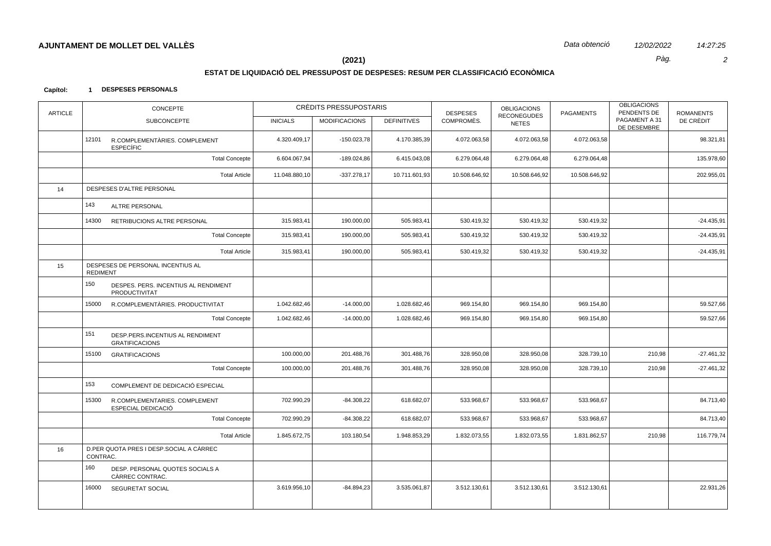# AJUNTAMENT DE MOLLET DEL VALLÈS

*Data obtenció* *12/02/2022* *14:27:25*

**(2021)**

## ESTAT DE LIQUIDACIÓ DEL PRESSUPOST DE DESPESES: RESUM PER CLASSIFICACIÓ ECONÒMICA

**Capítol: 1 DESPESES PERSONALS**

| ARTICLE | CONCEPTE / SUBCONCEPTE | CRÈDITS PRESSUPOSTARIS | | | DESPESES COMPROMÈS. | OBLIGACIONS RECONEGUDES NETES | PAGAMENTS | OBLIGACIONS PENDENTS DE PAGAMENT A 31 DE DESEMBRE | ROMANENTS DE CRÈDIT |
|---|---|---|---|---|---|---|---|---|---|
| | | INICIALS | MODIFICACIONS | DEFINITIVES | | | | | |
| | 12101 R.COMPLEMENTÀRIES. COMPLEMENT ESPECÍFIC | 4.320.409,17 | -150.023,78 | 4.170.385,39 | 4.072.063,58 | 4.072.063,58 | 4.072.063,58 | | 98.321,81 |
| | Total Concepte | 6.604.067,94 | -189.024,86 | 6.415.043,08 | 6.279.064,48 | 6.279.064,48 | 6.279.064,48 | | 135.978,60 |
| | Total Article | 11.048.880,10 | -337.278,17 | 10.711.601,93 | 10.508.646,92 | 10.508.646,92 | 10.508.646,92 | | 202.955,01 |
| 14 | DESPESES D'ALTRE PERSONAL | | | | | | | | |
| | 143 ALTRE PERSONAL | | | | | | | | |
| | 14300 RETRIBUCIONS ALTRE PERSONAL | 315.983,41 | 190.000,00 | 505.983,41 | 530.419,32 | 530.419,32 | 530.419,32 | | -24.435,91 |
| | Total Concepte | 315.983,41 | 190.000,00 | 505.983,41 | 530.419,32 | 530.419,32 | 530.419,32 | | -24.435,91 |
| | Total Article | 315.983,41 | 190.000,00 | 505.983,41 | 530.419,32 | 530.419,32 | 530.419,32 | | -24.435,91 |
| 15 | DESPESES DE PERSONAL INCENTIUS AL REDIMENT | | | | | | | | |
| | 150 DESPES. PERS. INCENTIUS AL RENDIMENT PRODUCTIVITAT | | | | | | | | |
| | 15000 R.COMPLEMENTÀRIES. PRODUCTIVITAT | 1.042.682,46 | -14.000,00 | 1.028.682,46 | 969.154,80 | 969.154,80 | 969.154,80 | | 59.527,66 |
| | Total Concepte | 1.042.682,46 | -14.000,00 | 1.028.682,46 | 969.154,80 | 969.154,80 | 969.154,80 | | 59.527,66 |
| | 151 DESP.PERS.INCENTIUS AL RENDIMENT GRATIFICACIONS | | | | | | | | |
| | 15100 GRATIFICACIONS | 100.000,00 | 201.488,76 | 301.488,76 | 328.950,08 | 328.950,08 | 328.739,10 | 210,98 | -27.461,32 |
| | Total Concepte | 100.000,00 | 201.488,76 | 301.488,76 | 328.950,08 | 328.950,08 | 328.739,10 | 210,98 | -27.461,32 |
| | 153 COMPLEMENT DE DEDICACIÓ ESPECIAL | | | | | | | | |
| | 15300 R.COMPLEMENTARIES. COMPLEMENT ESPECIAL DEDICACIÓ | 702.990,29 | -84.308,22 | 618.682,07 | 533.968,67 | 533.968,67 | 533.968,67 | | 84.713,40 |
| | Total Concepte | 702.990,29 | -84.308,22 | 618.682,07 | 533.968,67 | 533.968,67 | 533.968,67 | | 84.713,40 |
| | Total Article | 1.845.672,75 | 103.180,54 | 1.948.853,29 | 1.832.073,55 | 1.832.073,55 | 1.831.862,57 | 210,98 | 116.779,74 |
| 16 | D.PER QUOTA PRES I DESP.SOCIAL A CÀRREC CONTRAC. | | | | | | | | |
| | 160 DESP. PERSONAL QUOTES SOCIALS A CÀRREC CONTRAC. | | | | | | | | |
| | 16000 SEGURETAT SOCIAL | 3.619.956,10 | -84.894,23 | 3.535.061,87 | 3.512.130,61 | 3.512.130,61 | 3.512.130,61 | | 22.931,26 |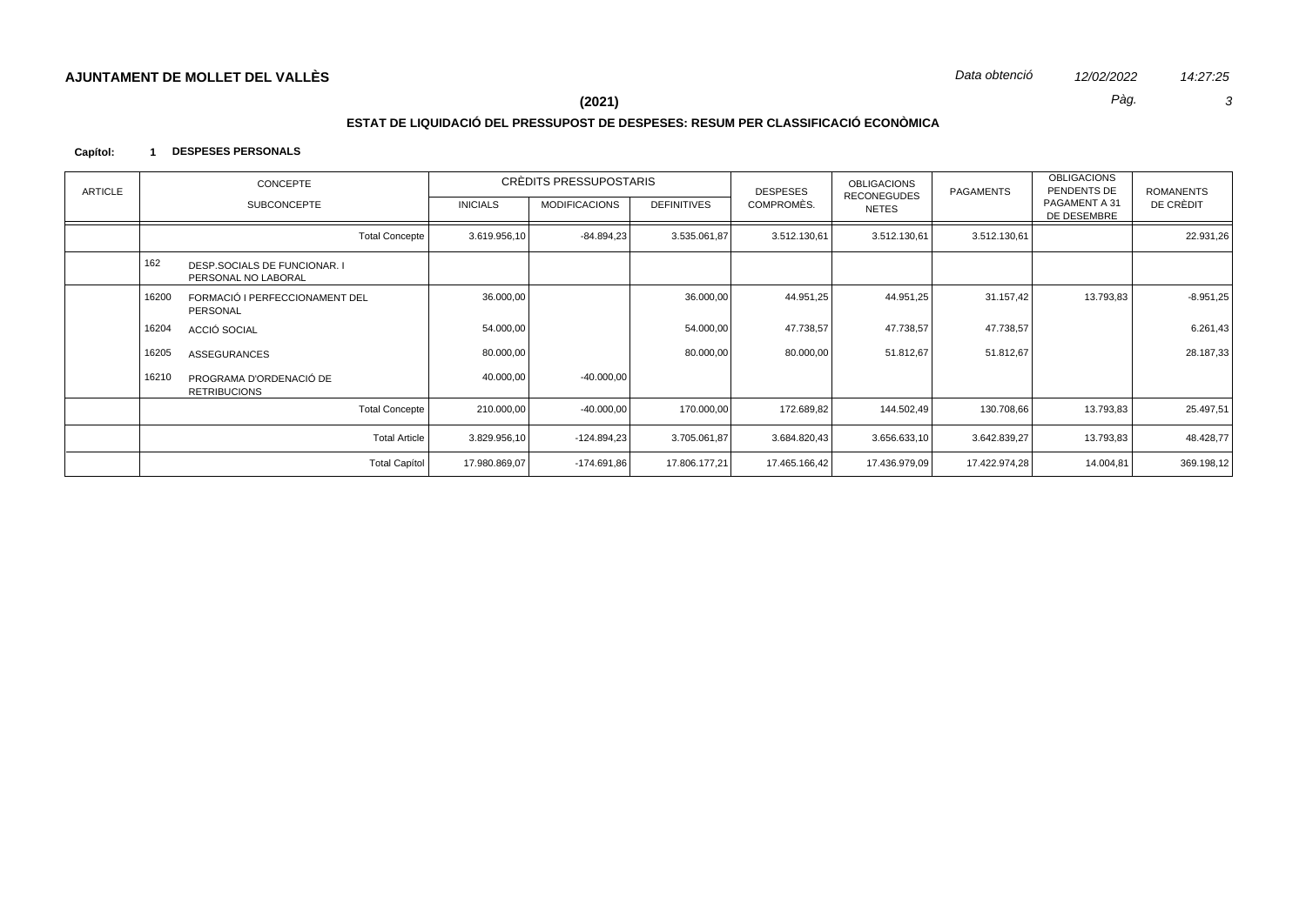# AJUNTAMENT DE MOLLET DEL VALLÈS

*Data obtenció* *12/02/2022* *14:27:25*

**(2021)**

## ESTAT DE LIQUIDACIÓ DEL PRESSUPOST DE DESPESES: RESUM PER CLASSIFICACIÓ ECONÒMICA

**Capítol: 1 DESPESES PERSONALS**

| ARTICLE | CONCEPTE / SUBCONCEPTE | CRÈDITS PRESSUPOSTARIS INICIALS | MODIFICACIONS | DEFINITIVES | DESPESES COMPROMÈS. | OBLIGACIONS RECONEGUDES NETES | PAGAMENTS | OBLIGACIONS PENDENTS DE PAGAMENT A 31 DE DESEMBRE | ROMANENTS DE CRÈDIT |
|---|---|---|---|---|---|---|---|---|---|
| | Total Concepte | 3.619.956,10 | -84.894,23 | 3.535.061,87 | 3.512.130,61 | 3.512.130,61 | 3.512.130,61 | | 22.931,26 |
| | 162 DESP.SOCIALS DE FUNCIONAR. I PERSONAL NO LABORAL | | | | | | | | |
| | 16200 FORMACIÓ I PERFECCIONAMENT DEL PERSONAL | 36.000,00 | | 36.000,00 | 44.951,25 | 44.951,25 | 31.157,42 | 13.793,83 | -8.951,25 |
| | 16204 ACCIÓ SOCIAL | 54.000,00 | | 54.000,00 | 47.738,57 | 47.738,57 | 47.738,57 | | 6.261,43 |
| | 16205 ASSEGURANCES | 80.000,00 | | 80.000,00 | 80.000,00 | 51.812,67 | 51.812,67 | | 28.187,33 |
| | 16210 PROGRAMA D'ORDENACIÓ DE RETRIBUCIONS | 40.000,00 | -40.000,00 | | | | | | |
| | Total Concepte | 210.000,00 | -40.000,00 | 170.000,00 | 172.689,82 | 144.502,49 | 130.708,66 | 13.793,83 | 25.497,51 |
| | Total Article | 3.829.956,10 | -124.894,23 | 3.705.061,87 | 3.684.820,43 | 3.656.633,10 | 3.642.839,27 | 13.793,83 | 48.428,77 |
| | Total Capítol | 17.980.869,07 | -174.691,86 | 17.806.177,21 | 17.465.166,42 | 17.436.979,09 | 17.422.974,28 | 14.004,81 | 369.198,12 |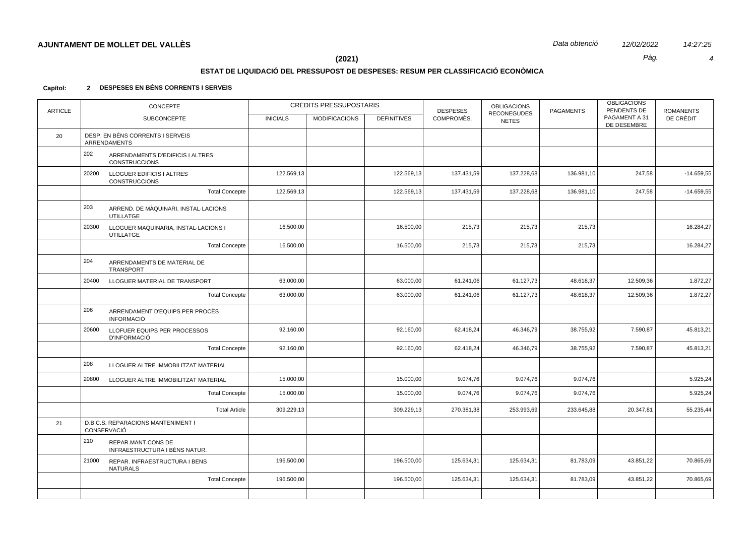**AJUNTAMENT DE MOLLET DEL VALLÈS**

*Data obtenció* *12/02/2022* *14:27:25*

**(2021)**

## ESTAT DE LIQUIDACIÓ DEL PRESSUPOST DE DESPESES: RESUM PER CLASSIFICACIÓ ECONÒMICA

**Capítol: 2 DESPESES EN BÉNS CORRENTS I SERVEIS**

| ARTICLE | CONCEPTE / SUBCONCEPTE | CRÈDITS PRESSUPOSTARIS INICIALS | MODIFICACIONS | DEFINITIVES | DESPESES COMPROMÈS. | OBLIGACIONS RECONEGUDES NETES | PAGAMENTS | OBLIGACIONS PENDENTS DE PAGAMENT A 31 DE DESEMBRE | ROMANENTS DE CRÈDIT |
|---|---|---|---|---|---|---|---|---|---|
| 20 | DESP. EN BÉNS CORRENTS I SERVEIS ARRENDAMENTS | | | | | | | | |
| | 202 ARRENDAMENTS D'EDIFICIS I ALTRES CONSTRUCCIONS | | | | | | | | |
| | 20200 LLOGUER EDIFICIS I ALTRES CONSTRUCCIONS | 122.569,13 | | 122.569,13 | 137.431,59 | 137.228,68 | 136.981,10 | 247,58 | -14.659,55 |
| | Total Concepte | 122.569,13 | | 122.569,13 | 137.431,59 | 137.228,68 | 136.981,10 | 247,58 | -14.659,55 |
| | 203 ARREND. DE MÀQUINARI. INSTAL·LACIONS UTILLATGE | | | | | | | | |
| | 20300 LLOGUER MAQUINARIA, INSTAL·LACIONS I UTILLATGE | 16.500,00 | | 16.500,00 | 215,73 | 215,73 | 215,73 | | 16.284,27 |
| | Total Concepte | 16.500,00 | | 16.500,00 | 215,73 | 215,73 | 215,73 | | 16.284,27 |
| | 204 ARRENDAMENTS DE MATERIAL DE TRANSPORT | | | | | | | | |
| | 20400 LLOGUER MATERIAL DE TRANSPORT | 63.000,00 | | 63.000,00 | 61.241,06 | 61.127,73 | 48.618,37 | 12.509,36 | 1.872,27 |
| | Total Concepte | 63.000,00 | | 63.000,00 | 61.241,06 | 61.127,73 | 48.618,37 | 12.509,36 | 1.872,27 |
| | 206 ARRENDAMENT D'EQUIPS PER PROCÈS INFORMACIÓ | | | | | | | | |
| | 20600 LLOFUER EQUIPS PER PROCESSOS D'INFORMACIÓ | 92.160,00 | | 92.160,00 | 62.418,24 | 46.346,79 | 38.755,92 | 7.590,87 | 45.813,21 |
| | Total Concepte | 92.160,00 | | 92.160,00 | 62.418,24 | 46.346,79 | 38.755,92 | 7.590,87 | 45.813,21 |
| | 208 LLOGUER ALTRE IMMOBILITZAT MATERIAL | | | | | | | | |
| | 20800 LLOGUER ALTRE IMMOBILITZAT MATERIAL | 15.000,00 | | 15.000,00 | 9.074,76 | 9.074,76 | 9.074,76 | | 5.925,24 |
| | Total Concepte | 15.000,00 | | 15.000,00 | 9.074,76 | 9.074,76 | 9.074,76 | | 5.925,24 |
| | Total Article | 309.229,13 | | 309.229,13 | 270.381,38 | 253.993,69 | 233.645,88 | 20.347,81 | 55.235,44 |
| 21 | D.B.C.S. REPARACIONS MANTENIMENT I CONSERVACIÓ | | | | | | | | |
| | 210 REPAR.MANT.CONS DE INFRAESTRUCTURA I BÉNS NATUR. | | | | | | | | |
| | 21000 REPAR. INFRAESTRUCTURA I BENS NATURALS | 196.500,00 | | 196.500,00 | 125.634,31 | 125.634,31 | 81.783,09 | 43.851,22 | 70.865,69 |
| | Total Concepte | 196.500,00 | | 196.500,00 | 125.634,31 | 125.634,31 | 81.783,09 | 43.851,22 | 70.865,69 |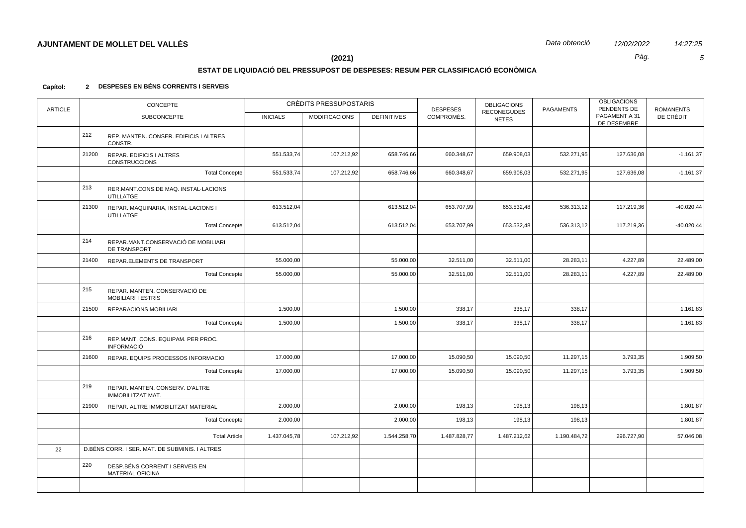## AJUNTAMENT DE MOLLET DEL VALLÈS

*Data obtenció* *12/02/2022* *14:27:25*

**(2021)**

### ESTAT DE LIQUIDACIÓ DEL PRESSUPOST DE DESPESES: RESUM PER CLASSIFICACIÓ ECONÒMICA

**Capítol: 2 DESPESES EN BÉNS CORRENTS I SERVEIS**

| ARTICLE | CONCEPTE | | CRÈDITS PRESSUPOSTARIS | | | DESPESES COMPROMÈS. | OBLIGACIONS RECONEGUDES NETES | PAGAMENTS | OBLIGACIONS PENDENTS DE PAGAMENT A 31 DE DESEMBRE | ROMANENTS DE CRÈDIT |
|---|---|---|---|---|---|---|---|---|---|---|
| | SUBCONCEPTE | | INICIALS | MODIFICACIONS | DEFINITIVES | | | | | |
| | 212 | REP. MANTEN. CONSER. EDIFICIS I ALTRES CONSTR. | | | | | | | | |
| | 21200 | REPAR. EDIFICIS I ALTRES CONSTRUCCIONS | 551.533,74 | 107.212,92 | 658.746,66 | 660.348,67 | 659.908,03 | 532.271,95 | 127.636,08 | -1.161,37 |
| | | Total Concepte | 551.533,74 | 107.212,92 | 658.746,66 | 660.348,67 | 659.908,03 | 532.271,95 | 127.636,08 | -1.161,37 |
| | 213 | RER.MANT.CONS.DE MAQ. INSTAL·LACIONS UTILLATGE | | | | | | | | |
| | 21300 | REPAR. MAQUINARIA, INSTAL·LACIONS I UTILLATGE | 613.512,04 | | 613.512,04 | 653.707,99 | 653.532,48 | 536.313,12 | 117.219,36 | -40.020,44 |
| | | Total Concepte | 613.512,04 | | 613.512,04 | 653.707,99 | 653.532,48 | 536.313,12 | 117.219,36 | -40.020,44 |
| | 214 | REPAR.MANT.CONSERVACIÓ DE MOBILIARI DE TRANSPORT | | | | | | | | |
| | 21400 | REPAR.ELEMENTS DE TRANSPORT | 55.000,00 | | 55.000,00 | 32.511,00 | 32.511,00 | 28.283,11 | 4.227,89 | 22.489,00 |
| | | Total Concepte | 55.000,00 | | 55.000,00 | 32.511,00 | 32.511,00 | 28.283,11 | 4.227,89 | 22.489,00 |
| | 215 | REPAR. MANTEN. CONSERVACIÓ DE MOBILIARI I ESTRIS | | | | | | | | |
| | 21500 | REPARACIONS MOBILIARI | 1.500,00 | | 1.500,00 | 338,17 | 338,17 | 338,17 | | 1.161,83 |
| | | Total Concepte | 1.500,00 | | 1.500,00 | 338,17 | 338,17 | 338,17 | | 1.161,83 |
| | 216 | REP.MANT. CONS. EQUIPAM. PER PROC. INFORMACIÓ | | | | | | | | |
| | 21600 | REPAR. EQUIPS PROCESSOS INFORMACIO | 17.000,00 | | 17.000,00 | 15.090,50 | 15.090,50 | 11.297,15 | 3.793,35 | 1.909,50 |
| | | Total Concepte | 17.000,00 | | 17.000,00 | 15.090,50 | 15.090,50 | 11.297,15 | 3.793,35 | 1.909,50 |
| | 219 | REPAR. MANTEN. CONSERV. D'ALTRE IMMOBILITZAT MAT. | | | | | | | | |
| | 21900 | REPAR. ALTRE IMMOBILITZAT MATERIAL | 2.000,00 | | 2.000,00 | 198,13 | 198,13 | 198,13 | | 1.801,87 |
| | | Total Concepte | 2.000,00 | | 2.000,00 | 198,13 | 198,13 | 198,13 | | 1.801,87 |
| | | Total Article | 1.437.045,78 | 107.212,92 | 1.544.258,70 | 1.487.828,77 | 1.487.212,62 | 1.190.484,72 | 296.727,90 | 57.046,08 |
| 22 | D.BÉNS CORR. I SER. MAT. DE SUBMINIS. I ALTRES | | | | | | | | | |
| | 220 | DESP.BÉNS CORRENT I SERVEIS EN MATERIAL OFICINA | | | | | | | | |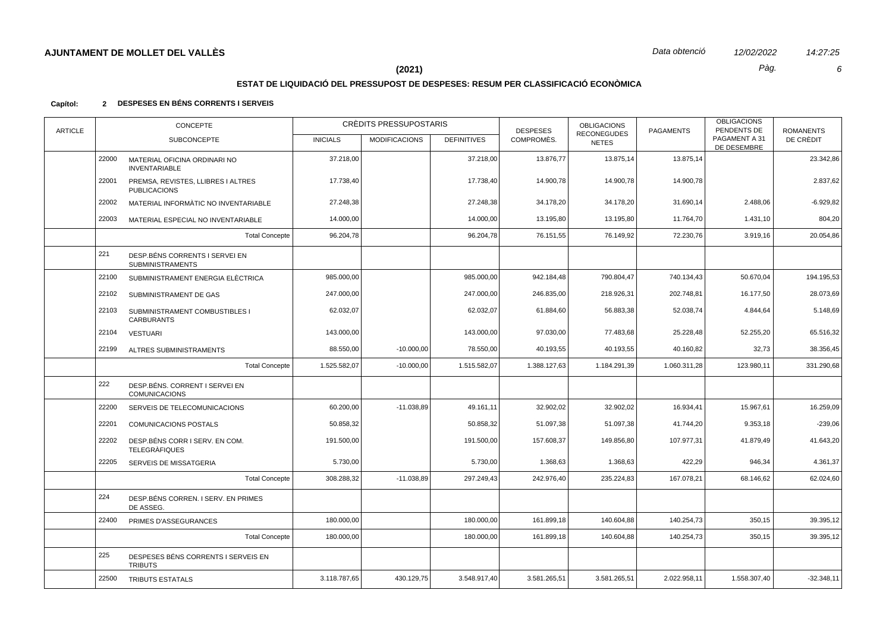**AJUNTAMENT DE MOLLET DEL VALLÈS**

Data obtenció 12/02/2022 14:27:25

**(2021)**

## ESTAT DE LIQUIDACIÓ DEL PRESSUPOST DE DESPESES: RESUM PER CLASSIFICACIÓ ECONÒMICA

**Capítol: 2 DESPESES EN BÉNS CORRENTS I SERVEIS**

| ARTICLE | CONCEPTE / SUBCONCEPTE | | CRÈDITS PRESSUPOSTARIS INICIALS | MODIFICACIONS | DEFINITIVES | DESPESES COMPROMÈS. | OBLIGACIONS RECONEGUDES NETES | PAGAMENTS | OBLIGACIONS PENDENTS DE PAGAMENT A 31 DE DESEMBRE | ROMANENTS DE CRÈDIT |
|---|---|---|---|---|---|---|---|---|---|---|
| | 22000 | MATERIAL OFICINA ORDINARI NO INVENTARIABLE | 37.218,00 | | 37.218,00 | 13.876,77 | 13.875,14 | 13.875,14 | | 23.342,86 |
| | 22001 | PREMSA, REVISTES, LLIBRES I ALTRES PUBLICACIONS | 17.738,40 | | 17.738,40 | 14.900,78 | 14.900,78 | 14.900,78 | | 2.837,62 |
| | 22002 | MATERIAL INFORMÀTIC NO INVENTARIABLE | 27.248,38 | | 27.248,38 | 34.178,20 | 34.178,20 | 31.690,14 | 2.488,06 | -6.929,82 |
| | 22003 | MATERIAL ESPECIAL NO INVENTARIABLE | 14.000,00 | | 14.000,00 | 13.195,80 | 13.195,80 | 11.764,70 | 1.431,10 | 804,20 |
| | | Total Concepte | 96.204,78 | | 96.204,78 | 76.151,55 | 76.149,92 | 72.230,76 | 3.919,16 | 20.054,86 |
| | 221 | DESP.BÉNS CORRENTS I SERVEI EN SUBMINISTRAMENTS | | | | | | | | |
| | 22100 | SUBMINISTRAMENT ENERGIA ELÈCTRICA | 985.000,00 | | 985.000,00 | 942.184,48 | 790.804,47 | 740.134,43 | 50.670,04 | 194.195,53 |
| | 22102 | SUBMINISTRAMENT DE GAS | 247.000,00 | | 247.000,00 | 246.835,00 | 218.926,31 | 202.748,81 | 16.177,50 | 28.073,69 |
| | 22103 | SUBMINISTRAMENT COMBUSTIBLES I CARBURANTS | 62.032,07 | | 62.032,07 | 61.884,60 | 56.883,38 | 52.038,74 | 4.844,64 | 5.148,69 |
| | 22104 | VESTUARI | 143.000,00 | | 143.000,00 | 97.030,00 | 77.483,68 | 25.228,48 | 52.255,20 | 65.516,32 |
| | 22199 | ALTRES SUBMINISTRAMENTS | 88.550,00 | -10.000,00 | 78.550,00 | 40.193,55 | 40.193,55 | 40.160,82 | 32,73 | 38.356,45 |
| | | Total Concepte | 1.525.582,07 | -10.000,00 | 1.515.582,07 | 1.388.127,63 | 1.184.291,39 | 1.060.311,28 | 123.980,11 | 331.290,68 |
| | 222 | DESP.BÉNS. CORRENT I SERVEI EN COMUNICACIONS | | | | | | | | |
| | 22200 | SERVEIS DE TELECOMUNICACIONS | 60.200,00 | -11.038,89 | 49.161,11 | 32.902,02 | 32.902,02 | 16.934,41 | 15.967,61 | 16.259,09 |
| | 22201 | COMUNICACIONS POSTALS | 50.858,32 | | 50.858,32 | 51.097,38 | 51.097,38 | 41.744,20 | 9.353,18 | -239,06 |
| | 22202 | DESP.BÉNS CORR I SERV. EN COM. TELEGRÀFIQUES | 191.500,00 | | 191.500,00 | 157.608,37 | 149.856,80 | 107.977,31 | 41.879,49 | 41.643,20 |
| | 22205 | SERVEIS DE MISSATGERIA | 5.730,00 | | 5.730,00 | 1.368,63 | 1.368,63 | 422,29 | 946,34 | 4.361,37 |
| | | Total Concepte | 308.288,32 | -11.038,89 | 297.249,43 | 242.976,40 | 235.224,83 | 167.078,21 | 68.146,62 | 62.024,60 |
| | 224 | DESP.BÉNS CORREN. I SERV. EN PRIMES DE ASSEG. | | | | | | | | |
| | 22400 | PRIMES D'ASSEGURANCES | 180.000,00 | | 180.000,00 | 161.899,18 | 140.604,88 | 140.254,73 | 350,15 | 39.395,12 |
| | | Total Concepte | 180.000,00 | | 180.000,00 | 161.899,18 | 140.604,88 | 140.254,73 | 350,15 | 39.395,12 |
| | 225 | DESPESES BÉNS CORRENTS I SERVEIS EN TRIBUTS | | | | | | | | |
| | 22500 | TRIBUTS ESTATALS | 3.118.787,65 | 430.129,75 | 3.548.917,40 | 3.581.265,51 | 3.581.265,51 | 2.022.958,11 | 1.558.307,40 | -32.348,11 |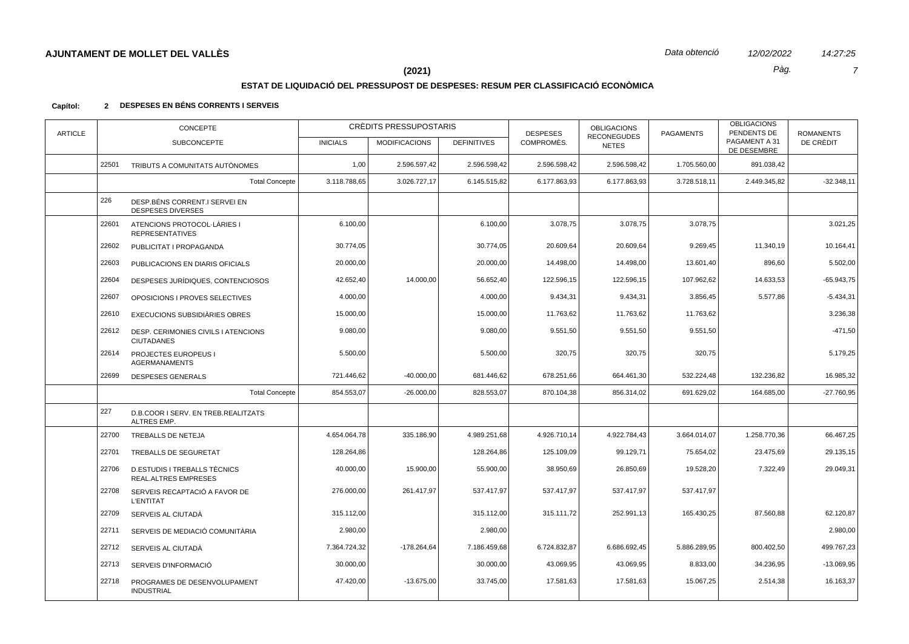**AJUNTAMENT DE MOLLET DEL VALLÈS**

*Data obtenció* 12/02/2022 14:27:25

**(2021)**

## ESTAT DE LIQUIDACIÓ DEL PRESSUPOST DE DESPESES: RESUM PER CLASSIFICACIÓ ECONÒMICA

**Capítol: 2 DESPESES EN BÉNS CORRENTS I SERVEIS**

| ARTICLE | CONCEPTE | | CRÈDITS PRESSUPOSTARIS | | | DESPESES COMPROMÈS. | OBLIGACIONS RECONEGUDES NETES | PAGAMENTS | OBLIGACIONS PENDENTS DE PAGAMENT A 31 DE DESEMBRE | ROMANENTS DE CRÈDIT |
|---|---|---|---|---|---|---|---|---|---|---|
| | SUBCONCEPTE | | INICIALS | MODIFICACIONS | DEFINITIVES | | | | | |
| | 22501 | TRIBUTS A COMUNITATS AUTÒNOMES | 1,00 | 2.596.597,42 | 2.596.598,42 | 2.596.598,42 | 2.596.598,42 | 1.705.560,00 | 891.038,42 | |
| | | Total Concepte | 3.118.788,65 | 3.026.727,17 | 6.145.515,82 | 6.177.863,93 | 6.177.863,93 | 3.728.518,11 | 2.449.345,82 | -32.348,11 |
| | 226 | DESP.BÉNS CORRENT.I SERVEI EN DESPESES DIVERSES | | | | | | | | |
| | 22601 | ATENCIONS PROTOCOL·LÀRIES I REPRESENTATIVES | 6.100,00 | | 6.100,00 | 3.078,75 | 3.078,75 | 3.078,75 | | 3.021,25 |
| | 22602 | PUBLICITAT I PROPAGANDA | 30.774,05 | | 30.774,05 | 20.609,64 | 20.609,64 | 9.269,45 | 11.340,19 | 10.164,41 |
| | 22603 | PUBLICACIONS EN DIARIS OFICIALS | 20.000,00 | | 20.000,00 | 14.498,00 | 14.498,00 | 13.601,40 | 896,60 | 5.502,00 |
| | 22604 | DESPESES JURÍDIQUES, CONTENCIOSOS | 42.652,40 | 14.000,00 | 56.652,40 | 122.596,15 | 122.596,15 | 107.962,62 | 14.633,53 | -65.943,75 |
| | 22607 | OPOSICIONS I PROVES SELECTIVES | 4.000,00 | | 4.000,00 | 9.434,31 | 9.434,31 | 3.856,45 | 5.577,86 | -5.434,31 |
| | 22610 | EXECUCIONS SUBSIDIÀRIES OBRES | 15.000,00 | | 15.000,00 | 11.763,62 | 11.763,62 | 11.763,62 | | 3.236,38 |
| | 22612 | DESP. CERIMONIES CIVILS I ATENCIONS CIUTADANES | 9.080,00 | | 9.080,00 | 9.551,50 | 9.551,50 | 9.551,50 | | -471,50 |
| | 22614 | PROJECTES EUROPEUS I AGERMANAMENTS | 5.500,00 | | 5.500,00 | 320,75 | 320,75 | 320,75 | | 5.179,25 |
| | 22699 | DESPESES GENERALS | 721.446,62 | -40.000,00 | 681.446,62 | 678.251,66 | 664.461,30 | 532.224,48 | 132.236,82 | 16.985,32 |
| | | Total Concepte | 854.553,07 | -26.000,00 | 828.553,07 | 870.104,38 | 856.314,02 | 691.629,02 | 164.685,00 | -27.760,95 |
| | 227 | D.B.COOR I SERV. EN TREB.REALITZATS ALTRES EMP. | | | | | | | | |
| | 22700 | TREBALLS DE NETEJA | 4.654.064,78 | 335.186,90 | 4.989.251,68 | 4.926.710,14 | 4.922.784,43 | 3.664.014,07 | 1.258.770,36 | 66.467,25 |
| | 22701 | TREBALLS DE SEGURETAT | 128.264,86 | | 128.264,86 | 125.109,09 | 99.129,71 | 75.654,02 | 23.475,69 | 29.135,15 |
| | 22706 | D.ESTUDIS I TREBALLS TÈCNICS REAL.ALTRES EMPRESES | 40.000,00 | 15.900,00 | 55.900,00 | 38.950,69 | 26.850,69 | 19.528,20 | 7.322,49 | 29.049,31 |
| | 22708 | SERVEIS RECAPTACIÓ A FAVOR DE L'ENTITAT | 276.000,00 | 261.417,97 | 537.417,97 | 537.417,97 | 537.417,97 | 537.417,97 | | |
| | 22709 | SERVEIS AL CIUTADÀ | 315.112,00 | | 315.112,00 | 315.111,72 | 252.991,13 | 165.430,25 | 87.560,88 | 62.120,87 |
| | 22711 | SERVEIS DE MEDIACIÓ COMUNITÀRIA | 2.980,00 | | 2.980,00 | | | | | 2.980,00 |
| | 22712 | SERVEIS AL CIUTADÀ | 7.364.724,32 | -178.264,64 | 7.186.459,68 | 6.724.832,87 | 6.686.692,45 | 5.886.289,95 | 800.402,50 | 499.767,23 |
| | 22713 | SERVEIS D'INFORMACIÓ | 30.000,00 | | 30.000,00 | 43.069,95 | 43.069,95 | 8.833,00 | 34.236,95 | -13.069,95 |
| | 22718 | PROGRAMES DE DESENVOLUPAMENT INDUSTRIAL | 47.420,00 | -13.675,00 | 33.745,00 | 17.581,63 | 17.581,63 | 15.067,25 | 2.514,38 | 16.163,37 |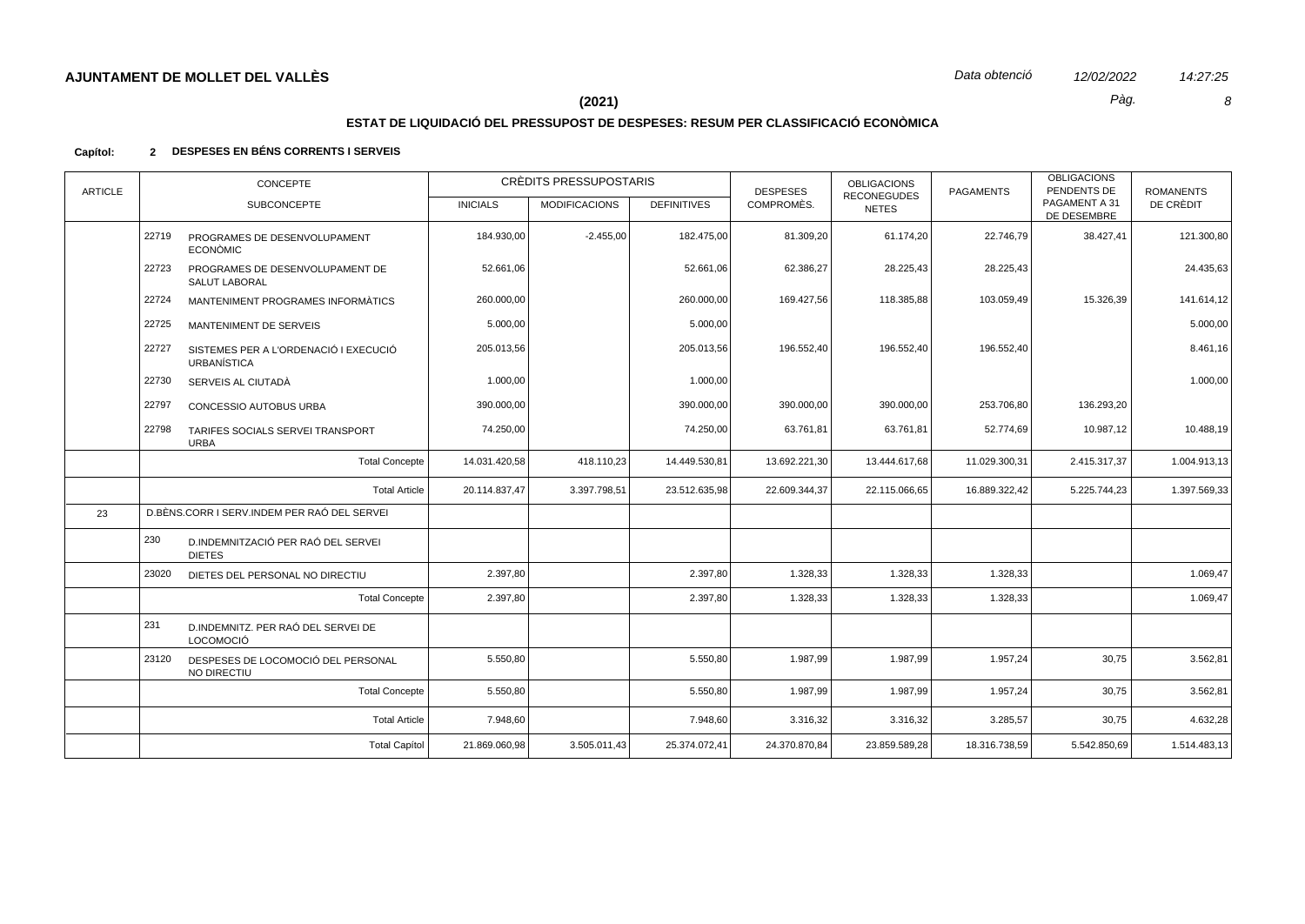**AJUNTAMENT DE MOLLET DEL VALLÈS** *Data obtenció* *12/02/2022* *14:27:25*

**(2021)**

## ESTAT DE LIQUIDACIÓ DEL PRESSUPOST DE DESPESES: RESUM PER CLASSIFICACIÓ ECONÒMICA

**Capítol: 2 DESPESES EN BÉNS CORRENTS I SERVEIS**

| ARTICLE | CONCEPTE | | CRÈDITS PRESSUPOSTARIS | | | DESPESES COMPROMÈS. | OBLIGACIONS RECONEGUDES NETES | PAGAMENTS | OBLIGACIONS PENDENTS DE PAGAMENT A 31 DE DESEMBRE | ROMANENTS DE CRÈDIT |
|---|---|---|---|---|---|---|---|---|---|---|
| | SUBCONCEPTE | | INICIALS | MODIFICACIONS | DEFINITIVES | | | | | |
| | 22719 | PROGRAMES DE DESENVOLUPAMENT ECONÒMIC | 184.930,00 | -2.455,00 | 182.475,00 | 81.309,20 | 61.174,20 | 22.746,79 | 38.427,41 | 121.300,80 |
| | 22723 | PROGRAMES DE DESENVOLUPAMENT DE SALUT LABORAL | 52.661,06 | | 52.661,06 | 62.386,27 | 28.225,43 | 28.225,43 | | 24.435,63 |
| | 22724 | MANTENIMENT PROGRAMES INFORMÀTICS | 260.000,00 | | 260.000,00 | 169.427,56 | 118.385,88 | 103.059,49 | 15.326,39 | 141.614,12 |
| | 22725 | MANTENIMENT DE SERVEIS | 5.000,00 | | 5.000,00 | | | | | 5.000,00 |
| | 22727 | SISTEMES PER A L'ORDENACIÓ I EXECUCIÓ URBANÍSTICA | 205.013,56 | | 205.013,56 | 196.552,40 | 196.552,40 | 196.552,40 | | 8.461,16 |
| | 22730 | SERVEIS AL CIUTADÀ | 1.000,00 | | 1.000,00 | | | | | 1.000,00 |
| | 22797 | CONCESSIO AUTOBUS URBA | 390.000,00 | | 390.000,00 | 390.000,00 | 390.000,00 | 253.706,80 | 136.293,20 | |
| | 22798 | TARIFES SOCIALS SERVEI TRANSPORT URBA | 74.250,00 | | 74.250,00 | 63.761,81 | 63.761,81 | 52.774,69 | 10.987,12 | 10.488,19 |
| | | Total Concepte | 14.031.420,58 | 418.110,23 | 14.449.530,81 | 13.692.221,30 | 13.444.617,68 | 11.029.300,31 | 2.415.317,37 | 1.004.913,13 |
| | | Total Article | 20.114.837,47 | 3.397.798,51 | 23.512.635,98 | 22.609.344,37 | 22.115.066,65 | 16.889.322,42 | 5.225.744,23 | 1.397.569,33 |
| 23 | D.BÉNS.CORR I SERV.INDEM PER RAÓ DEL SERVEI | | | | | | | | | |
| | 230 | D.INDEMNITZACIÓ PER RAÓ DEL SERVEI DIETES | | | | | | | | |
| | 23020 | DIETES DEL PERSONAL NO DIRECTIU | 2.397,80 | | 2.397,80 | 1.328,33 | 1.328,33 | 1.328,33 | | 1.069,47 |
| | | Total Concepte | 2.397,80 | | 2.397,80 | 1.328,33 | 1.328,33 | 1.328,33 | | 1.069,47 |
| | 231 | D.INDEMNITZ. PER RAÓ DEL SERVEI DE LOCOMOCIÓ | | | | | | | | |
| | 23120 | DESPESES DE LOCOMOCIÓ DEL PERSONAL NO DIRECTIU | 5.550,80 | | 5.550,80 | 1.987,99 | 1.987,99 | 1.957,24 | 30,75 | 3.562,81 |
| | | Total Concepte | 5.550,80 | | 5.550,80 | 1.987,99 | 1.987,99 | 1.957,24 | 30,75 | 3.562,81 |
| | | Total Article | 7.948,60 | | 7.948,60 | 3.316,32 | 3.316,32 | 3.285,57 | 30,75 | 4.632,28 |
| | | Total Capítol | 21.869.060,98 | 3.505.011,43 | 25.374.072,41 | 24.370.870,84 | 23.859.589,28 | 18.316.738,59 | 5.542.850,69 | 1.514.483,13 |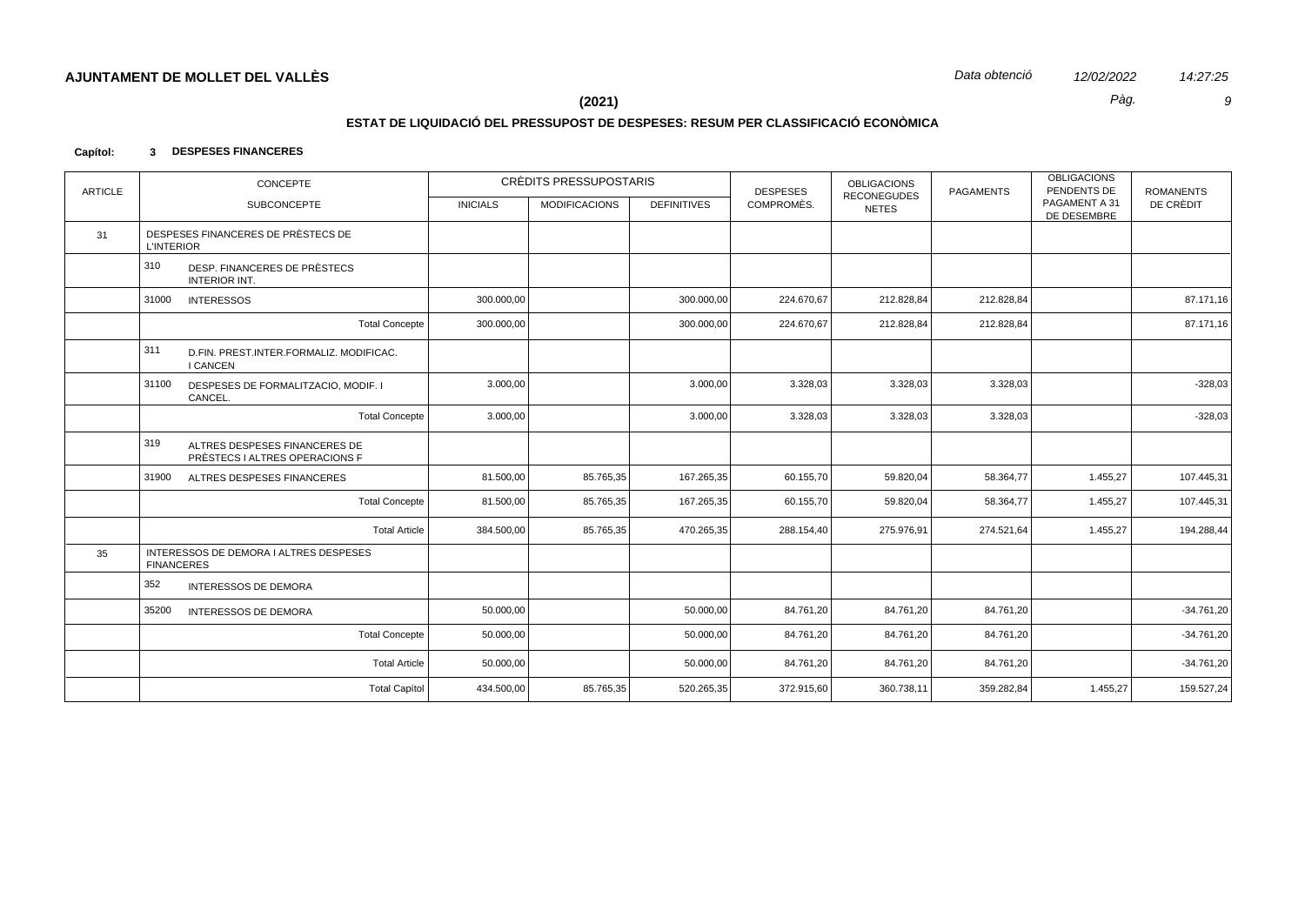## AJUNTAMENT DE MOLLET DEL VALLÈS

*Data obtenció* *12/02/2022* *14:27:25*

**(2021)**

### ESTAT DE LIQUIDACIÓ DEL PRESSUPOST DE DESPESES: RESUM PER CLASSIFICACIÓ ECONÒMICA

**Capítol: 3 DESPESES FINANCERES**

| ARTICLE | CONCEPTE / SUBCONCEPTE | CRÈDITS PRESSUPOSTARIS INICIALS | MODIFICACIONS | DEFINITIVES | DESPESES COMPROMÈS. | OBLIGACIONS RECONEGUDES NETES | PAGAMENTS | OBLIGACIONS PENDENTS DE PAGAMENT A 31 DE DESEMBRE | ROMANENTS DE CRÈDIT |
|---|---|---|---|---|---|---|---|---|---|
| 31 | DESPESES FINANCERES DE PRÈSTECS DE L'INTERIOR | | | | | | | | |
| | 310 DESP. FINANCERES DE PRÈSTECS INTERIOR INT. | | | | | | | | |
| | 31000 INTERESSOS | 300.000,00 | | 300.000,00 | 224.670,67 | 212.828,84 | 212.828,84 | | 87.171,16 |
| | Total Concepte | 300.000,00 | | 300.000,00 | 224.670,67 | 212.828,84 | 212.828,84 | | 87.171,16 |
| | 311 D.FIN. PREST.INTER.FORMALIZ. MODIFICAC. I CANCEN | | | | | | | | |
| | 31100 DESPESES DE FORMALITZACIO, MODIF. I CANCEL. | 3.000,00 | | 3.000,00 | 3.328,03 | 3.328,03 | 3.328,03 | | -328,03 |
| | Total Concepte | 3.000,00 | | 3.000,00 | 3.328,03 | 3.328,03 | 3.328,03 | | -328,03 |
| | 319 ALTRES DESPESES FINANCERES DE PRÈSTECS I ALTRES OPERACIONS F | | | | | | | | |
| | 31900 ALTRES DESPESES FINANCERES | 81.500,00 | 85.765,35 | 167.265,35 | 60.155,70 | 59.820,04 | 58.364,77 | 1.455,27 | 107.445,31 |
| | Total Concepte | 81.500,00 | 85.765,35 | 167.265,35 | 60.155,70 | 59.820,04 | 58.364,77 | 1.455,27 | 107.445,31 |
| | Total Article | 384.500,00 | 85.765,35 | 470.265,35 | 288.154,40 | 275.976,91 | 274.521,64 | 1.455,27 | 194.288,44 |
| 35 | INTERESSOS DE DEMORA I ALTRES DESPESES FINANCERES | | | | | | | | |
| | 352 INTERESSOS DE DEMORA | | | | | | | | |
| | 35200 INTERESSOS DE DEMORA | 50.000,00 | | 50.000,00 | 84.761,20 | 84.761,20 | 84.761,20 | | -34.761,20 |
| | Total Concepte | 50.000,00 | | 50.000,00 | 84.761,20 | 84.761,20 | 84.761,20 | | -34.761,20 |
| | Total Article | 50.000,00 | | 50.000,00 | 84.761,20 | 84.761,20 | 84.761,20 | | -34.761,20 |
| | Total Capítol | 434.500,00 | 85.765,35 | 520.265,35 | 372.915,60 | 360.738,11 | 359.282,84 | 1.455,27 | 159.527,24 |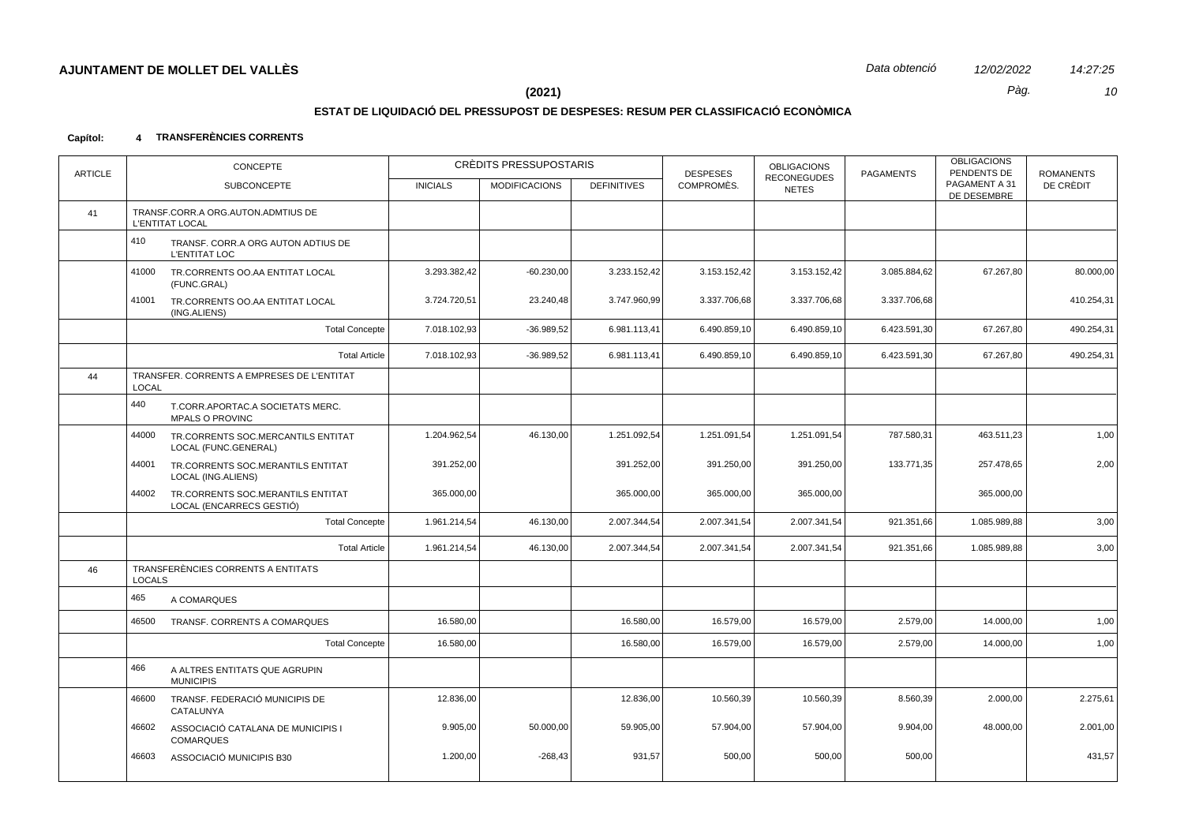**AJUNTAMENT DE MOLLET DEL VALLÈS** — *Data obtenció* *12/02/2022* *14:27:25*

**(2021)**

## ESTAT DE LIQUIDACIÓ DEL PRESSUPOST DE DESPESES: RESUM PER CLASSIFICACIÓ ECONÒMICA

**Capítol: 4 TRANSFERÈNCIES CORRENTS**

| ARTICLE | CONCEPTE / SUBCONCEPTE | CRÈDITS PRESSUPOSTARIS INICIALS | MODIFICACIONS | DEFINITIVES | DESPESES COMPROMÈS. | OBLIGACIONS RECONEGUDES NETES | PAGAMENTS | OBLIGACIONS PENDENTS DE PAGAMENT A 31 DE DESEMBRE | ROMANENTS DE CRÈDIT |
|---|---|---|---|---|---|---|---|---|---|
| 41 | TRANSF.CORR.A ORG.AUTON.ADMTIUS DE L'ENTITAT LOCAL | | | | | | | | |
| | 410 TRANSF. CORR.A ORG AUTON ADTIUS DE L'ENTITAT LOC | | | | | | | | |
| | 41000 TR.CORRENTS OO.AA ENTITAT LOCAL (FUNC.GRAL) | 3.293.382,42 | -60.230,00 | 3.233.152,42 | 3.153.152,42 | 3.153.152,42 | 3.085.884,62 | 67.267,80 | 80.000,00 |
| | 41001 TR.CORRENTS OO.AA ENTITAT LOCAL (ING.ALIENS) | 3.724.720,51 | 23.240,48 | 3.747.960,99 | 3.337.706,68 | 3.337.706,68 | 3.337.706,68 | | 410.254,31 |
| | Total Concepte | 7.018.102,93 | -36.989,52 | 6.981.113,41 | 6.490.859,10 | 6.490.859,10 | 6.423.591,30 | 67.267,80 | 490.254,31 |
| | Total Article | 7.018.102,93 | -36.989,52 | 6.981.113,41 | 6.490.859,10 | 6.490.859,10 | 6.423.591,30 | 67.267,80 | 490.254,31 |
| 44 | TRANSFER. CORRENTS A EMPRESES DE L'ENTITAT LOCAL | | | | | | | | |
| | 440 T.CORR.APORTAC.A SOCIETATS MERC. MPALS O PROVINC | | | | | | | | |
| | 44000 TR.CORRENTS SOC.MERCANTILS ENTITAT LOCAL (FUNC.GENERAL) | 1.204.962,54 | 46.130,00 | 1.251.092,54 | 1.251.091,54 | 1.251.091,54 | 787.580,31 | 463.511,23 | 1,00 |
| | 44001 TR.CORRENTS SOC.MERANTILS ENTITAT LOCAL (ING.ALIENS) | 391.252,00 | | 391.252,00 | 391.250,00 | 391.250,00 | 133.771,35 | 257.478,65 | 2,00 |
| | 44002 TR.CORRENTS SOC.MERANTILS ENTITAT LOCAL (ENCARRECS GESTIÓ) | 365.000,00 | | 365.000,00 | 365.000,00 | 365.000,00 | | 365.000,00 | |
| | Total Concepte | 1.961.214,54 | 46.130,00 | 2.007.344,54 | 2.007.341,54 | 2.007.341,54 | 921.351,66 | 1.085.989,88 | 3,00 |
| | Total Article | 1.961.214,54 | 46.130,00 | 2.007.344,54 | 2.007.341,54 | 2.007.341,54 | 921.351,66 | 1.085.989,88 | 3,00 |
| 46 | TRANSFERÈNCIES CORRENTS A ENTITATS LOCALS | | | | | | | | |
| | 465 A COMARQUES | | | | | | | | |
| | 46500 TRANSF. CORRENTS A COMARQUES | 16.580,00 | | 16.580,00 | 16.579,00 | 16.579,00 | 2.579,00 | 14.000,00 | 1,00 |
| | Total Concepte | 16.580,00 | | 16.580,00 | 16.579,00 | 16.579,00 | 2.579,00 | 14.000,00 | 1,00 |
| | 466 A ALTRES ENTITATS QUE AGRUPIN MUNICIPIS | | | | | | | | |
| | 46600 TRANSF. FEDERACIÓ MUNICIPIS DE CATALUNYA | 12.836,00 | | 12.836,00 | 10.560,39 | 10.560,39 | 8.560,39 | 2.000,00 | 2.275,61 |
| | 46602 ASSOCIACIÓ CATALANA DE MUNICIPIS I COMARQUES | 9.905,00 | 50.000,00 | 59.905,00 | 57.904,00 | 57.904,00 | 9.904,00 | 48.000,00 | 2.001,00 |
| | 46603 ASSOCIACIÓ MUNICIPIS B30 | 1.200,00 | -268,43 | 931,57 | 500,00 | 500,00 | 500,00 | | 431,57 |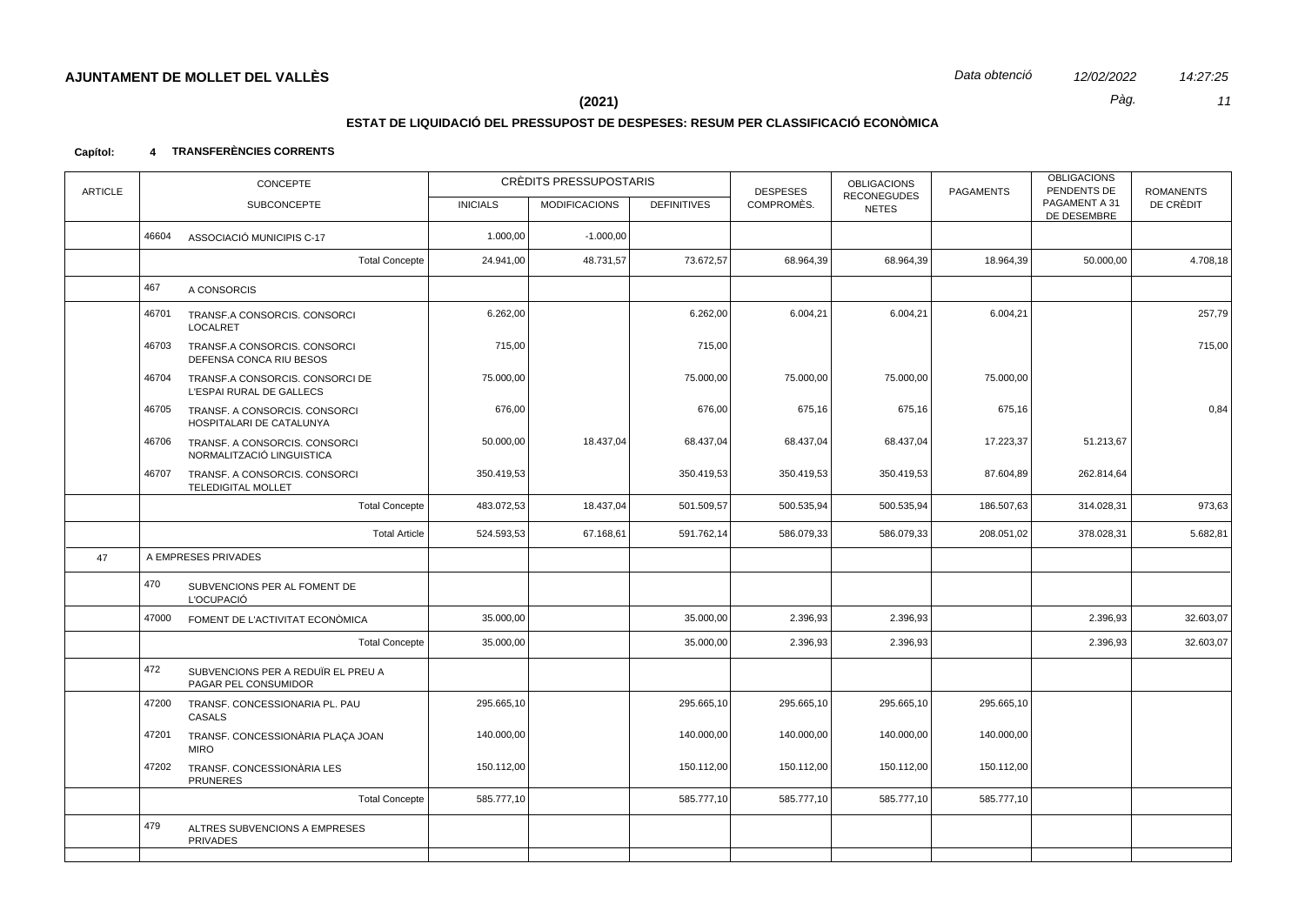**AJUNTAMENT DE MOLLET DEL VALLÈS** *Data obtenció* *12/02/2022* *14:27:25*

**(2021)**

## ESTAT DE LIQUIDACIÓ DEL PRESSUPOST DE DESPESES: RESUM PER CLASSIFICACIÓ ECONÒMICA

**Capítol: 4 TRANSFERÈNCIES CORRENTS**

| ARTICLE | CONCEPTE / SUBCONCEPTE | CRÈDITS PRESSUPOSTARIS INICIALS | MODIFICACIONS | DEFINITIVES | DESPESES COMPROMÈS. | OBLIGACIONS RECONEGUDES NETES | PAGAMENTS | OBLIGACIONS PENDENTS DE PAGAMENT A 31 DE DESEMBRE | ROMANENTS DE CRÈDIT |
|---|---|---|---|---|---|---|---|---|---|
| | 46604 ASSOCIACIÓ MUNICIPIS C-17 | 1.000,00 | -1.000,00 | | | | | | |
| | Total Concepte | 24.941,00 | 48.731,57 | 73.672,57 | 68.964,39 | 68.964,39 | 18.964,39 | 50.000,00 | 4.708,18 |
| | 467 A CONSORCIS | | | | | | | | |
| | 46701 TRANSF.A CONSORCIS. CONSORCI LOCALRET | 6.262,00 | | 6.262,00 | 6.004,21 | 6.004,21 | 6.004,21 | | 257,79 |
| | 46703 TRANSF.A CONSORCIS. CONSORCI DEFENSA CONCA RIU BESOS | 715,00 | | 715,00 | | | | | 715,00 |
| | 46704 TRANSF.A CONSORCIS. CONSORCI DE L'ESPAI RURAL DE GALLECS | 75.000,00 | | 75.000,00 | 75.000,00 | 75.000,00 | 75.000,00 | | |
| | 46705 TRANSF. A CONSORCIS. CONSORCI HOSPITALARI DE CATALUNYA | 676,00 | | 676,00 | 675,16 | 675,16 | 675,16 | | 0,84 |
| | 46706 TRANSF. A CONSORCIS. CONSORCI NORMALITZACIÓ LINGUISTICA | 50.000,00 | 18.437,04 | 68.437,04 | 68.437,04 | 68.437,04 | 17.223,37 | 51.213,67 | |
| | 46707 TRANSF. A CONSORCIS. CONSORCI TELEDIGITAL MOLLET | 350.419,53 | | 350.419,53 | 350.419,53 | 350.419,53 | 87.604,89 | 262.814,64 | |
| | Total Concepte | 483.072,53 | 18.437,04 | 501.509,57 | 500.535,94 | 500.535,94 | 186.507,63 | 314.028,31 | 973,63 |
| | Total Article | 524.593,53 | 67.168,61 | 591.762,14 | 586.079,33 | 586.079,33 | 208.051,02 | 378.028,31 | 5.682,81 |
| 47 | A EMPRESES PRIVADES | | | | | | | | |
| | 470 SUBVENCIONS PER AL FOMENT DE L'OCUPACIÓ | | | | | | | | |
| | 47000 FOMENT DE L'ACTIVITAT ECONÒMICA | 35.000,00 | | 35.000,00 | 2.396,93 | 2.396,93 | | 2.396,93 | 32.603,07 |
| | Total Concepte | 35.000,00 | | 35.000,00 | 2.396,93 | 2.396,93 | | 2.396,93 | 32.603,07 |
| | 472 SUBVENCIONS PER A REDUÏR EL PREU A PAGAR PEL CONSUMIDOR | | | | | | | | |
| | 47200 TRANSF. CONCESSIONARIA PL. PAU CASALS | 295.665,10 | | 295.665,10 | 295.665,10 | 295.665,10 | 295.665,10 | | |
| | 47201 TRANSF. CONCESSIONÀRIA PLAÇA JOAN MIRO | 140.000,00 | | 140.000,00 | 140.000,00 | 140.000,00 | 140.000,00 | | |
| | 47202 TRANSF. CONCESSIONÀRIA LES PRUNERES | 150.112,00 | | 150.112,00 | 150.112,00 | 150.112,00 | 150.112,00 | | |
| | Total Concepte | 585.777,10 | | 585.777,10 | 585.777,10 | 585.777,10 | 585.777,10 | | |
| | 479 ALTRES SUBVENCIONS A EMPRESES PRIVADES | | | | | | | | |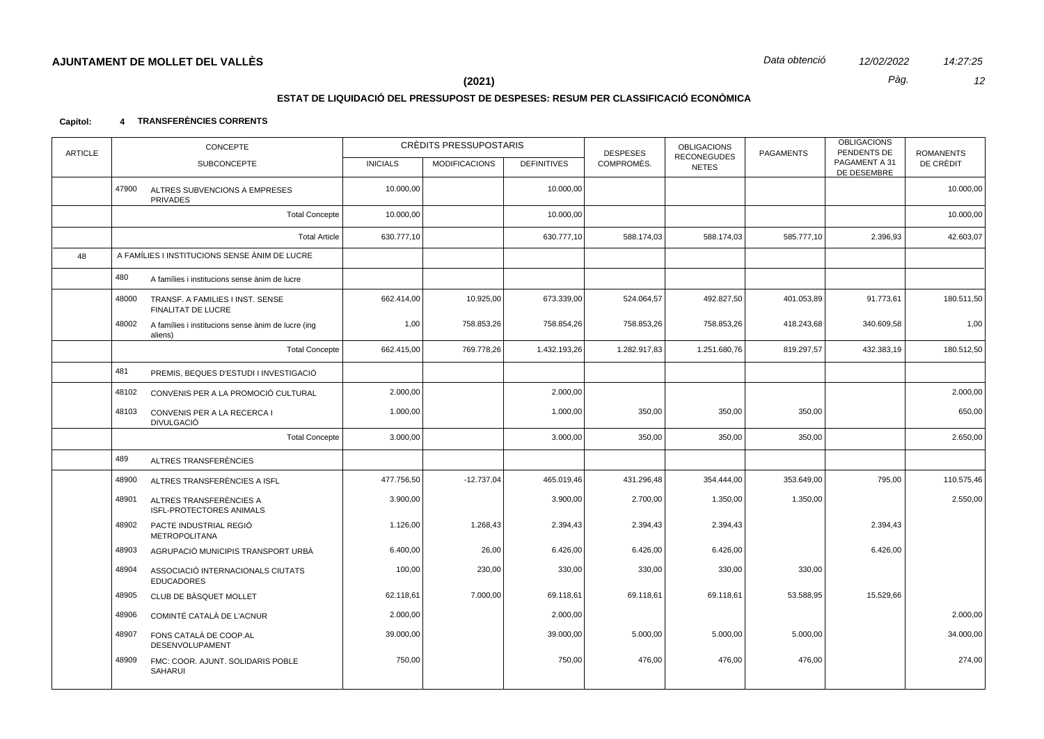**AJUNTAMENT DE MOLLET DEL VALLÈS** *Data obtenció 12/02/2022 14:27:25*

**(2021)**

## ESTAT DE LIQUIDACIÓ DEL PRESSUPOST DE DESPESES: RESUM PER CLASSIFICACIÓ ECONÒMICA

**Capítol: 4 TRANSFERÈNCIES CORRENTS**

| ARTICLE | CONCEPTE | | CRÈDITS PRESSUPOSTARIS | | | DESPESES COMPROMÈS. | OBLIGACIONS RECONEGUDES NETES | PAGAMENTS | OBLIGACIONS PENDENTS DE PAGAMENT A 31 DE DESEMBRE | ROMANENTS DE CRÈDIT |
|---|---|---|---|---|---|---|---|---|---|---|
| | SUBCONCEPTE | | INICIALS | MODIFICACIONS | DEFINITIVES | | | | | |
| | 47900 | ALTRES SUBVENCIONS A EMPRESES PRIVADES | 10.000,00 | | 10.000,00 | | | | | 10.000,00 |
| | | Total Concepte | 10.000,00 | | 10.000,00 | | | | | 10.000,00 |
| | | Total Article | 630.777,10 | | 630.777,10 | 588.174,03 | 588.174,03 | 585.777,10 | 2.396,93 | 42.603,07 |
| 48 | A FAMÍLIES I INSTITUCIONS SENSE ÀNIM DE LUCRE | | | | | | | | | |
| | 480 | A famílies i institucions sense ànim de lucre | | | | | | | | |
| | 48000 | TRANSF. A FAMILIES I INST. SENSE FINALITAT DE LUCRE | 662.414,00 | 10.925,00 | 673.339,00 | 524.064,57 | 492.827,50 | 401.053,89 | 91.773,61 | 180.511,50 |
| | 48002 | A famílies i institucions sense ànim de lucre (ing aliens) | 1,00 | 758.853,26 | 758.854,26 | 758.853,26 | 758.853,26 | 418.243,68 | 340.609,58 | 1,00 |
| | | Total Concepte | 662.415,00 | 769.778,26 | 1.432.193,26 | 1.282.917,83 | 1.251.680,76 | 819.297,57 | 432.383,19 | 180.512,50 |
| | 481 | PREMIS, BEQUES D'ESTUDI I INVESTIGACIÓ | | | | | | | | |
| | 48102 | CONVENIS PER A LA PROMOCIÓ CULTURAL | 2.000,00 | | 2.000,00 | | | | | 2.000,00 |
| | 48103 | CONVENIS PER A LA RECERCA I DIVULGACIÓ | 1.000,00 | | 1.000,00 | 350,00 | 350,00 | 350,00 | | 650,00 |
| | | Total Concepte | 3.000,00 | | 3.000,00 | 350,00 | 350,00 | 350,00 | | 2.650,00 |
| | 489 | ALTRES TRANSFERÈNCIES | | | | | | | | |
| | 48900 | ALTRES TRANSFERÈNCIES A ISFL | 477.756,50 | -12.737,04 | 465.019,46 | 431.296,48 | 354.444,00 | 353.649,00 | 795,00 | 110.575,46 |
| | 48901 | ALTRES TRANSFERÈNCIES A ISFL-PROTECTORES ANIMALS | 3.900,00 | | 3.900,00 | 2.700,00 | 1.350,00 | 1.350,00 | | 2.550,00 |
| | 48902 | PACTE INDUSTRIAL REGIÓ METROPOLITANA | 1.126,00 | 1.268,43 | 2.394,43 | 2.394,43 | 2.394,43 | | 2.394,43 | |
| | 48903 | AGRUPACIÓ MUNICIPIS TRANSPORT URBÀ | 6.400,00 | 26,00 | 6.426,00 | 6.426,00 | 6.426,00 | | 6.426,00 | |
| | 48904 | ASSOCIACIÓ INTERNACIONALS CIUTATS EDUCADORES | 100,00 | 230,00 | 330,00 | 330,00 | 330,00 | 330,00 | | |
| | 48905 | CLUB DE BÀSQUET MOLLET | 62.118,61 | 7.000,00 | 69.118,61 | 69.118,61 | 69.118,61 | 53.588,95 | 15.529,66 | |
| | 48906 | COMINTÉ CATALÀ DE L'ACNUR | 2.000,00 | | 2.000,00 | | | | | 2.000,00 |
| | 48907 | FONS CATALÀ DE COOP.AL DESENVOLUPAMENT | 39.000,00 | | 39.000,00 | 5.000,00 | 5.000,00 | 5.000,00 | | 34.000,00 |
| | 48909 | FMC: COOR. AJUNT. SOLIDARIS POBLE SAHARUI | 750,00 | | 750,00 | 476,00 | 476,00 | 476,00 | | 274,00 |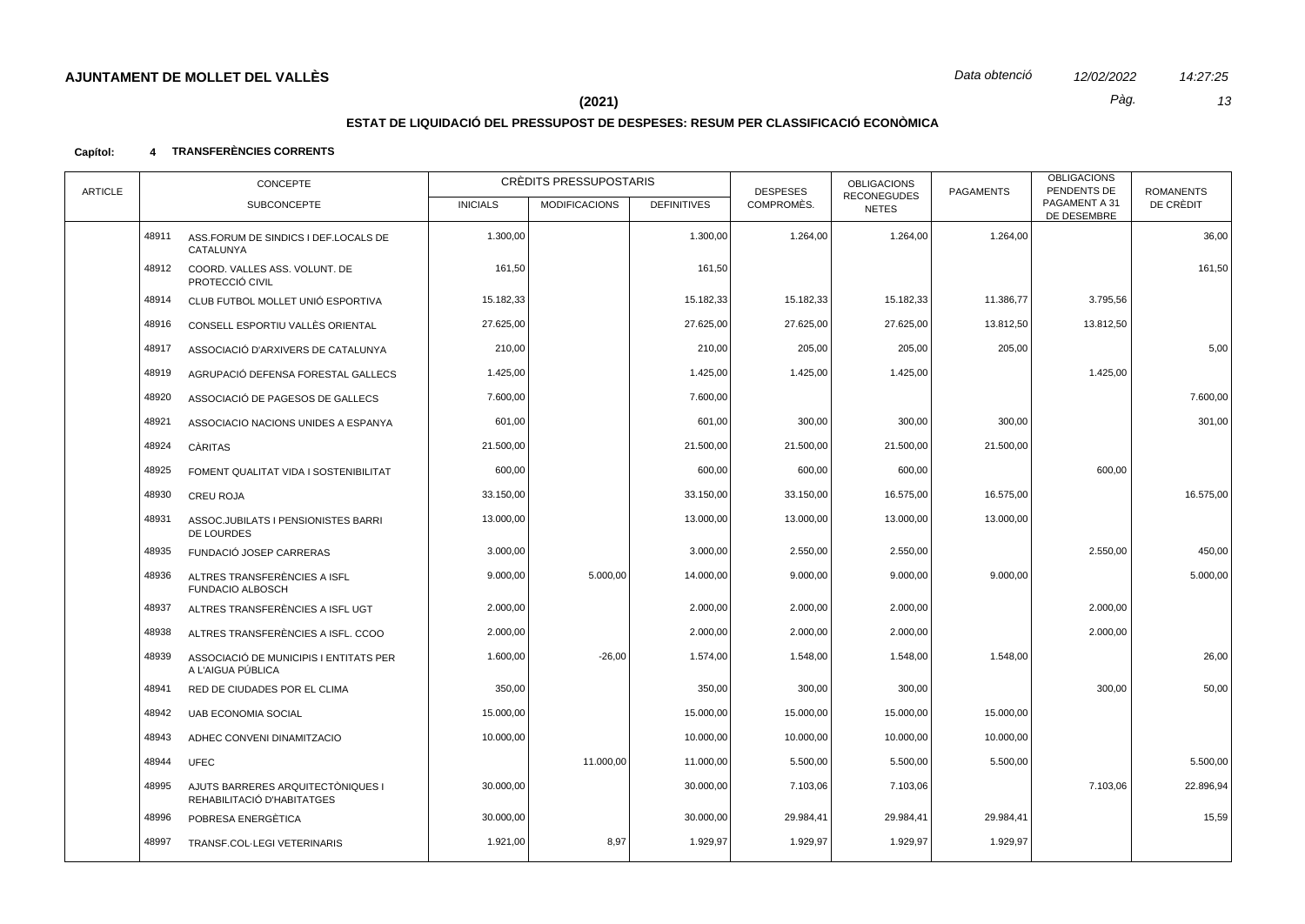**AJUNTAMENT DE MOLLET DEL VALLÈS**

**(2021)**

## ESTAT DE LIQUIDACIÓ DEL PRESSUPOST DE DESPESES: RESUM PER CLASSIFICACIÓ ECONÒMICA

**Capítol: 4 TRANSFERÈNCIES CORRENTS**

| ARTICLE | CONCEPTE / SUBCONCEPTE | | CRÈDITS PRESSUPOSTARIS INICIALS | MODIFICACIONS | DEFINITIVES | DESPESES COMPROMÈS. | OBLIGACIONS RECONEGUDES NETES | PAGAMENTS | OBLIGACIONS PENDENTS DE PAGAMENT A 31 DE DESEMBRE | ROMANENTS DE CRÈDIT |
|---|---|---|---|---|---|---|---|---|---|---|
| | 48911 | ASS.FORUM DE SINDICS I DEF.LOCALS DE CATALUNYA | 1.300,00 | | 1.300,00 | 1.264,00 | 1.264,00 | 1.264,00 | | 36,00 |
| | 48912 | COORD. VALLES ASS. VOLUNT. DE PROTECCIÓ CIVIL | 161,50 | | 161,50 | | | | | 161,50 |
| | 48914 | CLUB FUTBOL MOLLET UNIÓ ESPORTIVA | 15.182,33 | | 15.182,33 | 15.182,33 | 15.182,33 | 11.386,77 | 3.795,56 | |
| | 48916 | CONSELL ESPORTIU VALLÈS ORIENTAL | 27.625,00 | | 27.625,00 | 27.625,00 | 27.625,00 | 13.812,50 | 13.812,50 | |
| | 48917 | ASSOCIACIÓ D'ARXIVERS DE CATALUNYA | 210,00 | | 210,00 | 205,00 | 205,00 | 205,00 | | 5,00 |
| | 48919 | AGRUPACIÓ DEFENSA FORESTAL GALLECS | 1.425,00 | | 1.425,00 | 1.425,00 | 1.425,00 | | 1.425,00 | |
| | 48920 | ASSOCIACIÓ DE PAGESOS DE GALLECS | 7.600,00 | | 7.600,00 | | | | | 7.600,00 |
| | 48921 | ASSOCIACIO NACIONS UNIDES A ESPANYA | 601,00 | | 601,00 | 300,00 | 300,00 | 300,00 | | 301,00 |
| | 48924 | CÀRITAS | 21.500,00 | | 21.500,00 | 21.500,00 | 21.500,00 | 21.500,00 | | |
| | 48925 | FOMENT QUALITAT VIDA I SOSTENIBILITAT | 600,00 | | 600,00 | 600,00 | 600,00 | | 600,00 | |
| | 48930 | CREU ROJA | 33.150,00 | | 33.150,00 | 33.150,00 | 16.575,00 | 16.575,00 | | 16.575,00 |
| | 48931 | ASSOC.JUBILATS I PENSIONISTES BARRI DE LOURDES | 13.000,00 | | 13.000,00 | 13.000,00 | 13.000,00 | 13.000,00 | | |
| | 48935 | FUNDACIÓ JOSEP CARRERAS | 3.000,00 | | 3.000,00 | 2.550,00 | 2.550,00 | | 2.550,00 | 450,00 |
| | 48936 | ALTRES TRANSFERÈNCIES A ISFL FUNDACIO ALBOSCH | 9.000,00 | 5.000,00 | 14.000,00 | 9.000,00 | 9.000,00 | 9.000,00 | | 5.000,00 |
| | 48937 | ALTRES TRANSFERÈNCIES A ISFL UGT | 2.000,00 | | 2.000,00 | 2.000,00 | 2.000,00 | | 2.000,00 | |
| | 48938 | ALTRES TRANSFERÈNCIES A ISFL. CCOO | 2.000,00 | | 2.000,00 | 2.000,00 | 2.000,00 | | 2.000,00 | |
| | 48939 | ASSOCIACIÓ DE MUNICIPIS I ENTITATS PER A L'AIGUA PÚBLICA | 1.600,00 | -26,00 | 1.574,00 | 1.548,00 | 1.548,00 | 1.548,00 | | 26,00 |
| | 48941 | RED DE CIUDADES POR EL CLIMA | 350,00 | | 350,00 | 300,00 | 300,00 | | 300,00 | 50,00 |
| | 48942 | UAB ECONOMIA SOCIAL | 15.000,00 | | 15.000,00 | 15.000,00 | 15.000,00 | 15.000,00 | | |
| | 48943 | ADHEC CONVENI DINAMITZACIO | 10.000,00 | | 10.000,00 | 10.000,00 | 10.000,00 | 10.000,00 | | |
| | 48944 | UFEC | | 11.000,00 | 11.000,00 | 5.500,00 | 5.500,00 | 5.500,00 | | 5.500,00 |
| | 48995 | AJUTS BARRERES ARQUITECTÒNIQUES I REHABILITACIÓ D'HABITATGES | 30.000,00 | | 30.000,00 | 7.103,06 | 7.103,06 | | 7.103,06 | 22.896,94 |
| | 48996 | POBRESA ENERGÈTICA | 30.000,00 | | 30.000,00 | 29.984,41 | 29.984,41 | 29.984,41 | | 15,59 |
| | 48997 | TRANSF.COL·LEGI VETERINARIS | 1.921,00 | 8,97 | 1.929,97 | 1.929,97 | 1.929,97 | 1.929,97 | | |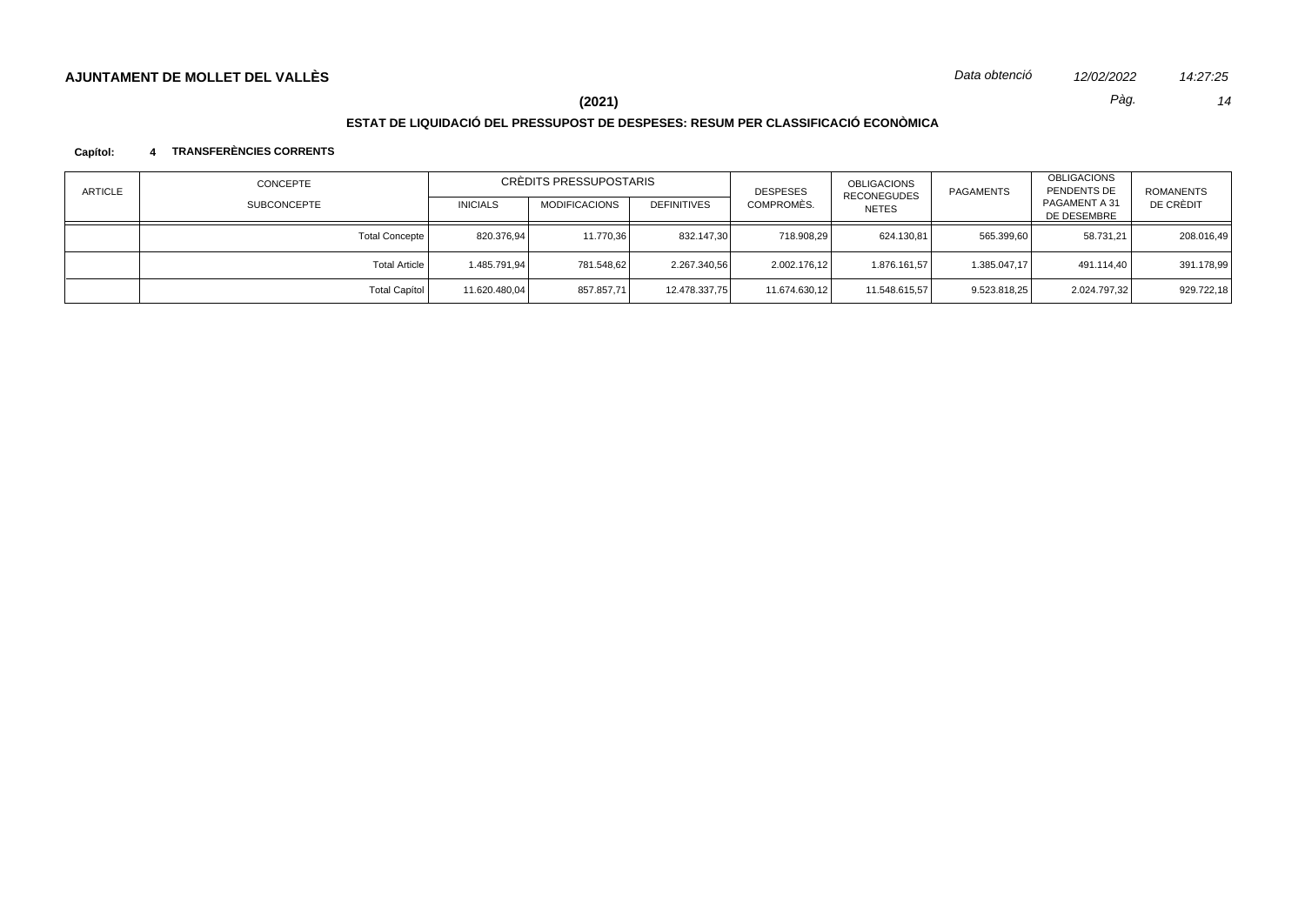**AJUNTAMENT DE MOLLET DEL VALLÈS**

*Data obtenció* *12/02/2022* *14:27:25*

**(2021)**

## ESTAT DE LIQUIDACIÓ DEL PRESSUPOST DE DESPESES: RESUM PER CLASSIFICACIÓ ECONÒMICA

**Capítol: 4 TRANSFERÈNCIES CORRENTS**

| ARTICLE | CONCEPTE / SUBCONCEPTE | CRÈDITS PRESSUPOSTARIS | | | DESPESES COMPROMÈS. | OBLIGACIONS RECONEGUDES NETES | PAGAMENTS | OBLIGACIONS PENDENTS DE PAGAMENT A 31 DE DESEMBRE | ROMANENTS DE CRÈDIT |
|---|---|---|---|---|---|---|---|---|---|
| | | INICIALS | MODIFICACIONS | DEFINITIVES | | | | | |
| | Total Concepte | 820.376,94 | 11.770,36 | 832.147,30 | 718.908,29 | 624.130,81 | 565.399,60 | 58.731,21 | 208.016,49 |
| | Total Article | 1.485.791,94 | 781.548,62 | 2.267.340,56 | 2.002.176,12 | 1.876.161,57 | 1.385.047,17 | 491.114,40 | 391.178,99 |
| | Total Capítol | 11.620.480,04 | 857.857,71 | 12.478.337,75 | 11.674.630,12 | 11.548.615,57 | 9.523.818,25 | 2.024.797,32 | 929.722,18 |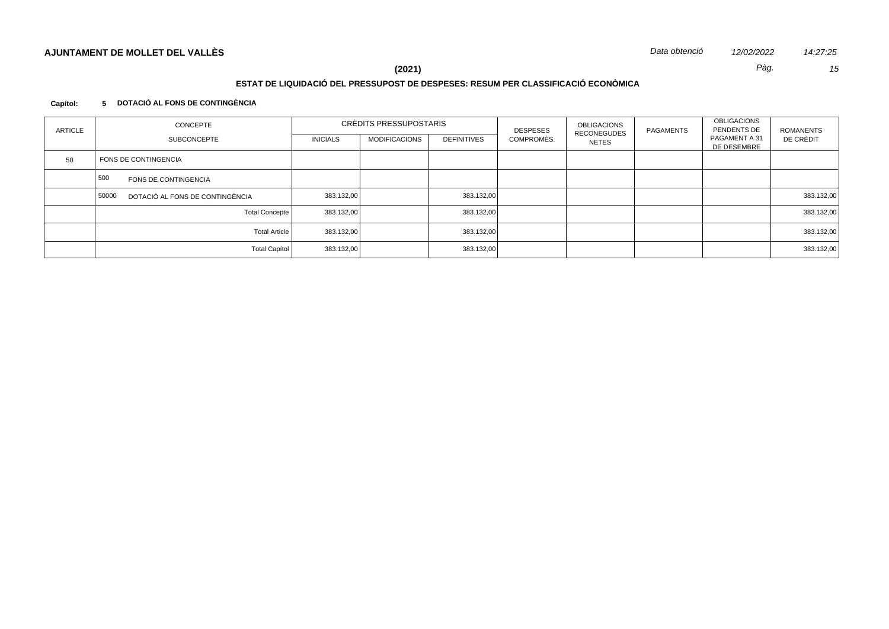**AJUNTAMENT DE MOLLET DEL VALLÈS**

*Data obtenció* *12/02/2022* *14:27:25*

**(2021)**

**ESTAT DE LIQUIDACIÓ DEL PRESSUPOST DE DESPESES: RESUM PER CLASSIFICACIÓ ECONÒMICA**

**Capítol: 5 DOTACIÓ AL FONS DE CONTINGÈNCIA**

| ARTICLE | CONCEPTE / SUBCONCEPTE | CRÈDITS PRESSUPOSTARIS | | | DESPESES COMPROMÈS. | OBLIGACIONS RECONEGUDES NETES | PAGAMENTS | OBLIGACIONS PENDENTS DE PAGAMENT A 31 DE DESEMBRE | ROMANENTS DE CRÈDIT |
|---|---|---|---|---|---|---|---|---|---|
| | | INICIALS | MODIFICACIONS | DEFINITIVES | | | | | |
| 50 | FONS DE CONTINGENCIA | | | | | | | | |
| | 500 FONS DE CONTINGENCIA | | | | | | | | |
| | 50000 DOTACIÓ AL FONS DE CONTINGÈNCIA | 383.132,00 | | 383.132,00 | | | | | 383.132,00 |
| | Total Concepte | 383.132,00 | | 383.132,00 | | | | | 383.132,00 |
| | Total Article | 383.132,00 | | 383.132,00 | | | | | 383.132,00 |
| | Total Capítol | 383.132,00 | | 383.132,00 | | | | | 383.132,00 |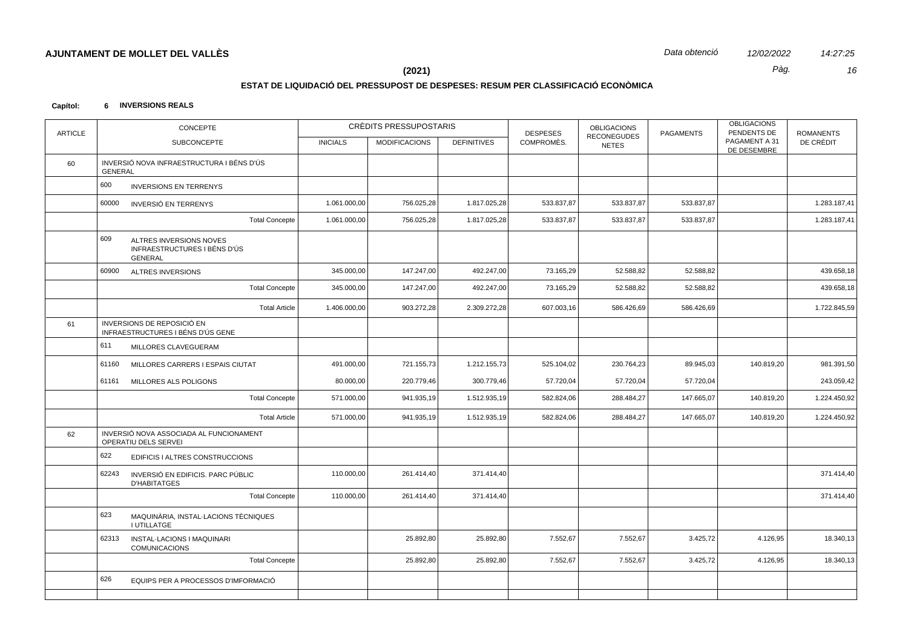## AJUNTAMENT DE MOLLET DEL VALLÈS

**(2021)**

### ESTAT DE LIQUIDACIÓ DEL PRESSUPOST DE DESPESES: RESUM PER CLASSIFICACIÓ ECONÒMICA

**Capítol: 6 INVERSIONS REALS**

| ARTICLE | CONCEPTE / SUBCONCEPTE | CRÈDITS PRESSUPOSTARIS INICIALS | MODIFICACIONS | DEFINITIVES | DESPESES COMPROMÈS. | OBLIGACIONS RECONEGUDES NETES | PAGAMENTS | OBLIGACIONS PENDENTS DE PAGAMENT A 31 DE DESEMBRE | ROMANENTS DE CRÈDIT |
|---|---|---|---|---|---|---|---|---|---|
| 60 | INVERSIÓ NOVA INFRAESTRUCTURA I BÉNS D'ÚS GENERAL | | | | | | | | |
| | 600 INVERSIONS EN TERRENYS | | | | | | | | |
| | 60000 INVERSIÓ EN TERRENYS | 1.061.000,00 | 756.025,28 | 1.817.025,28 | 533.837,87 | 533.837,87 | 533.837,87 | | 1.283.187,41 |
| | Total Concepte | 1.061.000,00 | 756.025,28 | 1.817.025,28 | 533.837,87 | 533.837,87 | 533.837,87 | | 1.283.187,41 |
| | 609 ALTRES INVERSIONS NOVES INFRAESTRUCTURES I BÉNS D'ÚS GENERAL | | | | | | | | |
| | 60900 ALTRES INVERSIONS | 345.000,00 | 147.247,00 | 492.247,00 | 73.165,29 | 52.588,82 | 52.588,82 | | 439.658,18 |
| | Total Concepte | 345.000,00 | 147.247,00 | 492.247,00 | 73.165,29 | 52.588,82 | 52.588,82 | | 439.658,18 |
| | Total Article | 1.406.000,00 | 903.272,28 | 2.309.272,28 | 607.003,16 | 586.426,69 | 586.426,69 | | 1.722.845,59 |
| 61 | INVERSIONS DE REPOSICIÓ EN INFRAESTRUCTURES I BÉNS D'ÚS GENE | | | | | | | | |
| | 611 MILLORES CLAVEGUERAM | | | | | | | | |
| | 61160 MILLORES CARRERS I ESPAIS CIUTAT | 491.000,00 | 721.155,73 | 1.212.155,73 | 525.104,02 | 230.764,23 | 89.945,03 | 140.819,20 | 981.391,50 |
| | 61161 MILLORES ALS POLIGONS | 80.000,00 | 220.779,46 | 300.779,46 | 57.720,04 | 57.720,04 | 57.720,04 | | 243.059,42 |
| | Total Concepte | 571.000,00 | 941.935,19 | 1.512.935,19 | 582.824,06 | 288.484,27 | 147.665,07 | 140.819,20 | 1.224.450,92 |
| | Total Article | 571.000,00 | 941.935,19 | 1.512.935,19 | 582.824,06 | 288.484,27 | 147.665,07 | 140.819,20 | 1.224.450,92 |
| 62 | INVERSIÓ NOVA ASSOCIADA AL FUNCIONAMENT OPERATIU DELS SERVEI | | | | | | | | |
| | 622 EDIFICIS I ALTRES CONSTRUCCIONS | | | | | | | | |
| | 62243 INVERSIÓ EN EDIFICIS. PARC PÚBLIC D'HABITATGES | 110.000,00 | 261.414,40 | 371.414,40 | | | | | 371.414,40 |
| | Total Concepte | 110.000,00 | 261.414,40 | 371.414,40 | | | | | 371.414,40 |
| | 623 MAQUINÀRIA, INSTAL·LACIONS TÈCNIQUES I UTILLATGE | | | | | | | | |
| | 62313 INSTAL·LACIONS I MAQUINARI COMUNICACIONS | | 25.892,80 | 25.892,80 | 7.552,67 | 7.552,67 | 3.425,72 | 4.126,95 | 18.340,13 |
| | Total Concepte | | 25.892,80 | 25.892,80 | 7.552,67 | 7.552,67 | 3.425,72 | 4.126,95 | 18.340,13 |
| | 626 EQUIPS PER A PROCESSOS D'IMFORMACIÓ | | | | | | | | |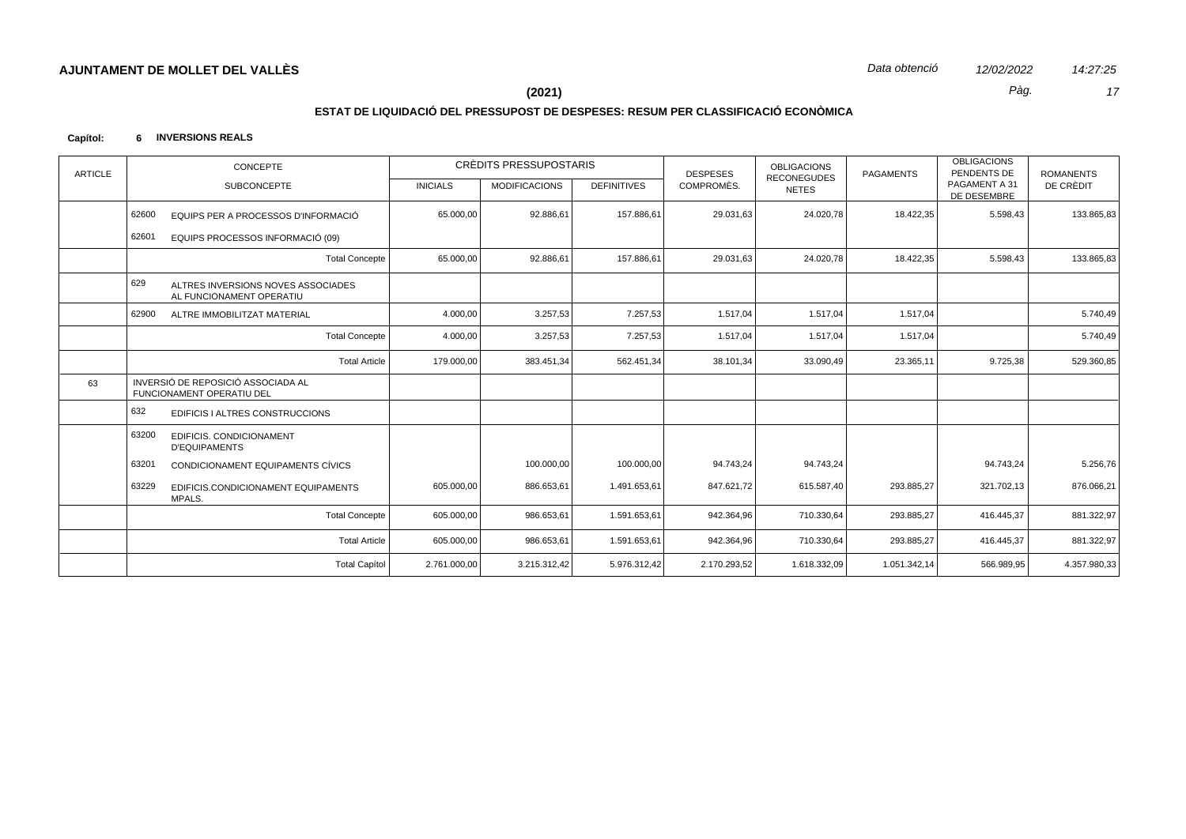**AJUNTAMENT DE MOLLET DEL VALLÈS**

*Data obtenció* *12/02/2022* *14:27:25*

**(2021)**

## ESTAT DE LIQUIDACIÓ DEL PRESSUPOST DE DESPESES: RESUM PER CLASSIFICACIÓ ECONÒMICA

**Capítol: 6 INVERSIONS REALS**

| ARTICLE | CONCEPTE / SUBCONCEPTE | CRÈDITS PRESSUPOSTARIS INICIALS | MODIFICACIONS | DEFINITIVES | DESPESES COMPROMÈS. | OBLIGACIONS RECONEGUDES NETES | PAGAMENTS | OBLIGACIONS PENDENTS DE PAGAMENT A 31 DE DESEMBRE | ROMANENTS DE CRÈDIT |
|---|---|---|---|---|---|---|---|---|---|
| | 62600 EQUIPS PER A PROCESSOS D'INFORMACIÓ | 65.000,00 | 92.886,61 | 157.886,61 | 29.031,63 | 24.020,78 | 18.422,35 | 5.598,43 | 133.865,83 |
| | 62601 EQUIPS PROCESSOS INFORMACIÓ (09) | | | | | | | | |
| | Total Concepte | 65.000,00 | 92.886,61 | 157.886,61 | 29.031,63 | 24.020,78 | 18.422,35 | 5.598,43 | 133.865,83 |
| | 629 ALTRES INVERSIONS NOVES ASSOCIADES AL FUNCIONAMENT OPERATIU | | | | | | | | |
| | 62900 ALTRE IMMOBILITZAT MATERIAL | 4.000,00 | 3.257,53 | 7.257,53 | 1.517,04 | 1.517,04 | 1.517,04 | | 5.740,49 |
| | Total Concepte | 4.000,00 | 3.257,53 | 7.257,53 | 1.517,04 | 1.517,04 | 1.517,04 | | 5.740,49 |
| | Total Article | 179.000,00 | 383.451,34 | 562.451,34 | 38.101,34 | 33.090,49 | 23.365,11 | 9.725,38 | 529.360,85 |
| 63 | INVERSIÓ DE REPOSICIÓ ASSOCIADA AL FUNCIONAMENT OPERATIU DEL | | | | | | | | |
| | 632 EDIFICIS I ALTRES CONSTRUCCIONS | | | | | | | | |
| | 63200 EDIFICIS. CONDICIONAMENT D'EQUIPAMENTS | | | | | | | | |
| | 63201 CONDICIONAMENT EQUIPAMENTS CÍVICS | | 100.000,00 | 100.000,00 | 94.743,24 | 94.743,24 | | 94.743,24 | 5.256,76 |
| | 63229 EDIFICIS.CONDICIONAMENT EQUIPAMENTS MPALS. | 605.000,00 | 886.653,61 | 1.491.653,61 | 847.621,72 | 615.587,40 | 293.885,27 | 321.702,13 | 876.066,21 |
| | Total Concepte | 605.000,00 | 986.653,61 | 1.591.653,61 | 942.364,96 | 710.330,64 | 293.885,27 | 416.445,37 | 881.322,97 |
| | Total Article | 605.000,00 | 986.653,61 | 1.591.653,61 | 942.364,96 | 710.330,64 | 293.885,27 | 416.445,37 | 881.322,97 |
| | Total Capítol | 2.761.000,00 | 3.215.312,42 | 5.976.312,42 | 2.170.293,52 | 1.618.332,09 | 1.051.342,14 | 566.989,95 | 4.357.980,33 |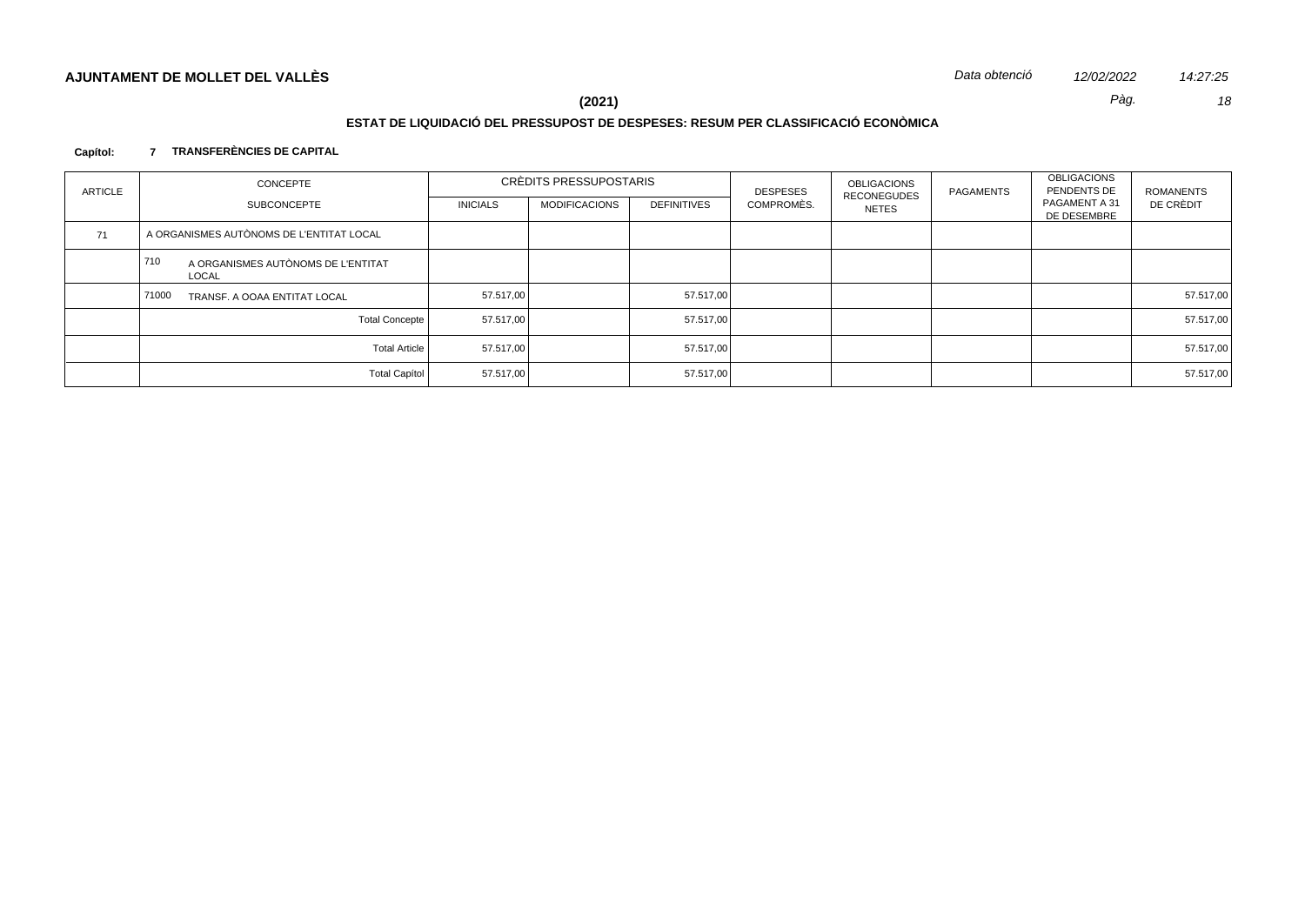**(2021)**

**ESTAT DE LIQUIDACIÓ DEL PRESSUPOST DE DESPESES: RESUM PER CLASSIFICACIÓ ECONÒMICA**

**Capítol: 7 TRANSFERÈNCIES DE CAPITAL**

| ARTICLE | CONCEPTE / SUBCONCEPTE | CRÈDITS PRESSUPOSTARIS | | | DESPESES COMPROMÈS. | OBLIGACIONS RECONEGUDES NETES | PAGAMENTS | OBLIGACIONS PENDENTS DE PAGAMENT A 31 DE DESEMBRE | ROMANENTS DE CRÈDIT |
|---|---|---|---|---|---|---|---|---|---|
| | | INICIALS | MODIFICACIONS | DEFINITIVES | | | | | |
| 71 | A ORGANISMES AUTÒNOMS DE L'ENTITAT LOCAL | | | | | | | | |
| | 710 A ORGANISMES AUTÒNOMS DE L'ENTITAT LOCAL | | | | | | | | |
| | 71000 TRANSF. A OOAA ENTITAT LOCAL | 57.517,00 | | 57.517,00 | | | | | 57.517,00 |
| | Total Concepte | 57.517,00 | | 57.517,00 | | | | | 57.517,00 |
| | Total Article | 57.517,00 | | 57.517,00 | | | | | 57.517,00 |
| | Total Capítol | 57.517,00 | | 57.517,00 | | | | | 57.517,00 |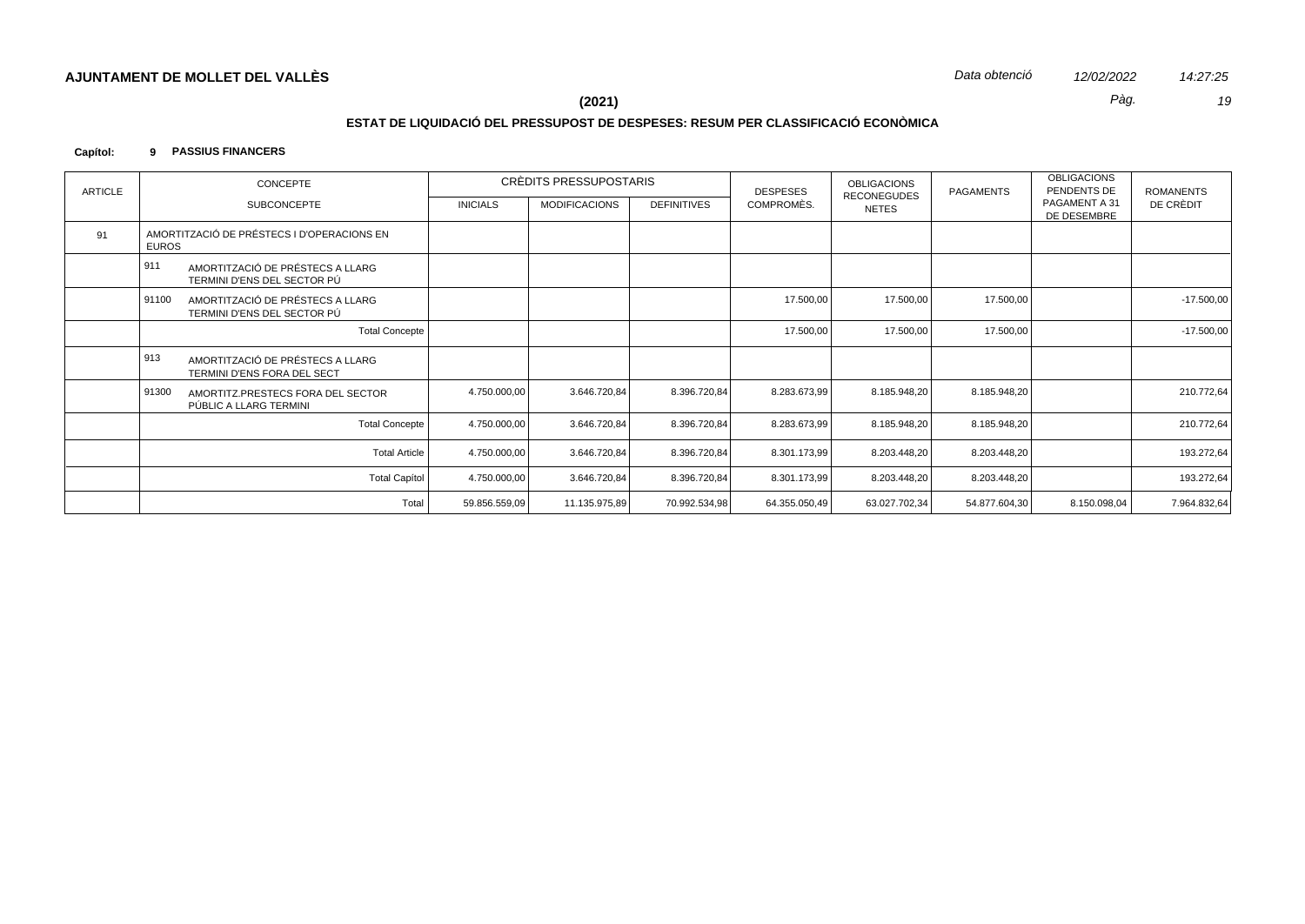**AJUNTAMENT DE MOLLET DEL VALLÈS** *Data obtenció* *12/02/2022* *14:27:25*

**(2021)**

## ESTAT DE LIQUIDACIÓ DEL PRESSUPOST DE DESPESES: RESUM PER CLASSIFICACIÓ ECONÒMICA

**Capítol: 9 PASSIUS FINANCERS**

| ARTICLE | CONCEPTE / SUBCONCEPTE | CRÈDITS PRESSUPOSTARIS INICIALS | MODIFICACIONS | DEFINITIVES | DESPESES COMPROMÈS. | OBLIGACIONS RECONEGUDES NETES | PAGAMENTS | OBLIGACIONS PENDENTS DE PAGAMENT A 31 DE DESEMBRE | ROMANENTS DE CRÈDIT |
|---|---|---|---|---|---|---|---|---|---|
| 91 | AMORTITZACIÓ DE PRÉSTECS I D'OPERACIONS EN EUROS | | | | | | | | |
| | 911 AMORTITZACIÓ DE PRÉSTECS A LLARG TERMINI D'ENS DEL SECTOR PÚ | | | | | | | | |
| | 91100 AMORTITZACIÓ DE PRÉSTECS A LLARG TERMINI D'ENS DEL SECTOR PÚ | | | | 17.500,00 | 17.500,00 | 17.500,00 | | -17.500,00 |
| | Total Concepte | | | | 17.500,00 | 17.500,00 | 17.500,00 | | -17.500,00 |
| | 913 AMORTITZACIÓ DE PRÉSTECS A LLARG TERMINI D'ENS FORA DEL SECT | | | | | | | | |
| | 91300 AMORTITZ.PRESTECS FORA DEL SECTOR PÚBLIC A LLARG TERMINI | 4.750.000,00 | 3.646.720,84 | 8.396.720,84 | 8.283.673,99 | 8.185.948,20 | 8.185.948,20 | | 210.772,64 |
| | Total Concepte | 4.750.000,00 | 3.646.720,84 | 8.396.720,84 | 8.283.673,99 | 8.185.948,20 | 8.185.948,20 | | 210.772,64 |
| | Total Article | 4.750.000,00 | 3.646.720,84 | 8.396.720,84 | 8.301.173,99 | 8.203.448,20 | 8.203.448,20 | | 193.272,64 |
| | Total Capítol | 4.750.000,00 | 3.646.720,84 | 8.396.720,84 | 8.301.173,99 | 8.203.448,20 | 8.203.448,20 | | 193.272,64 |
| | Total | 59.856.559,09 | 11.135.975,89 | 70.992.534,98 | 64.355.050,49 | 63.027.702,34 | 54.877.604,30 | 8.150.098,04 | 7.964.832,64 |